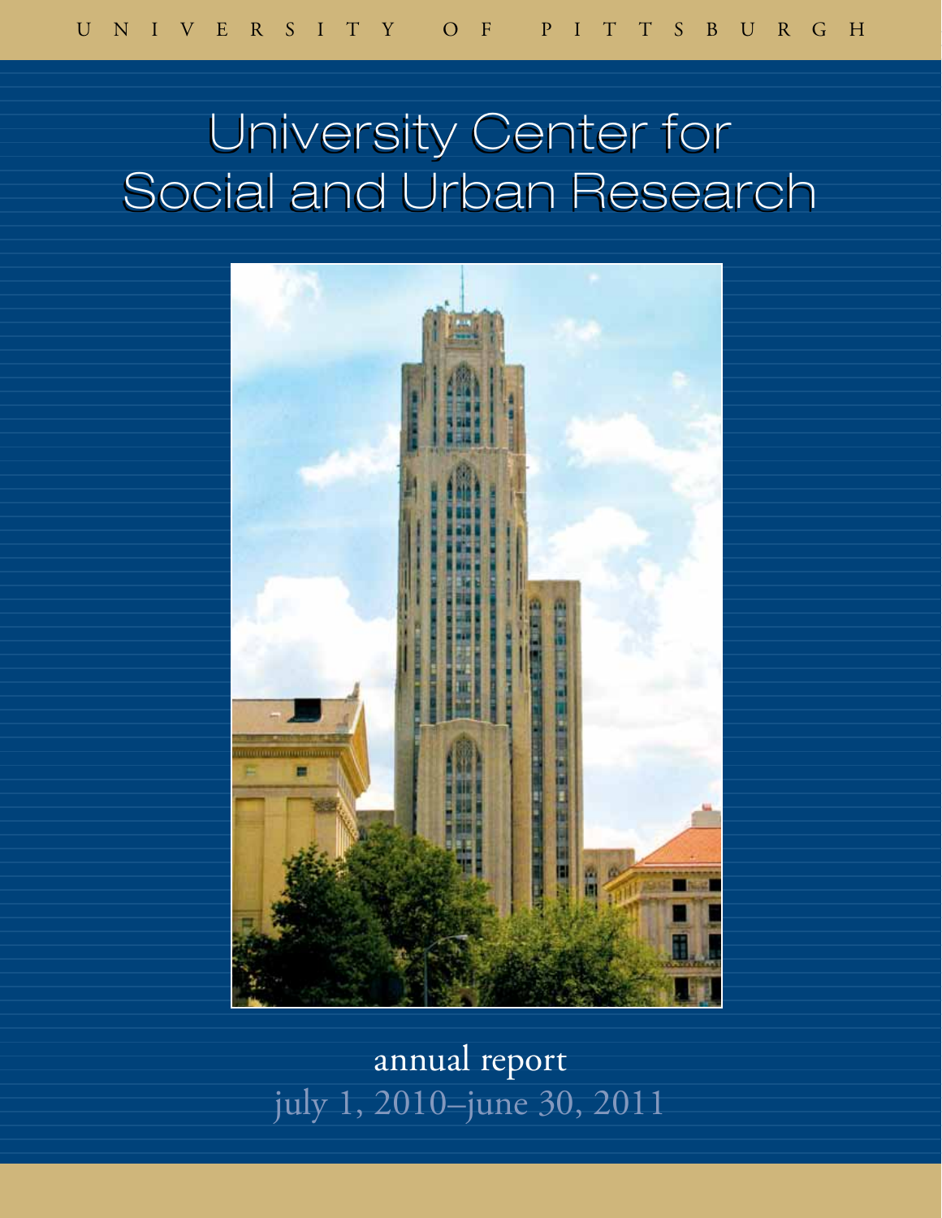UNIVERSITY OF PITTSBURGH

# University Center for Social and Urban Research

annual report

july 1, 2010–june 30, 2011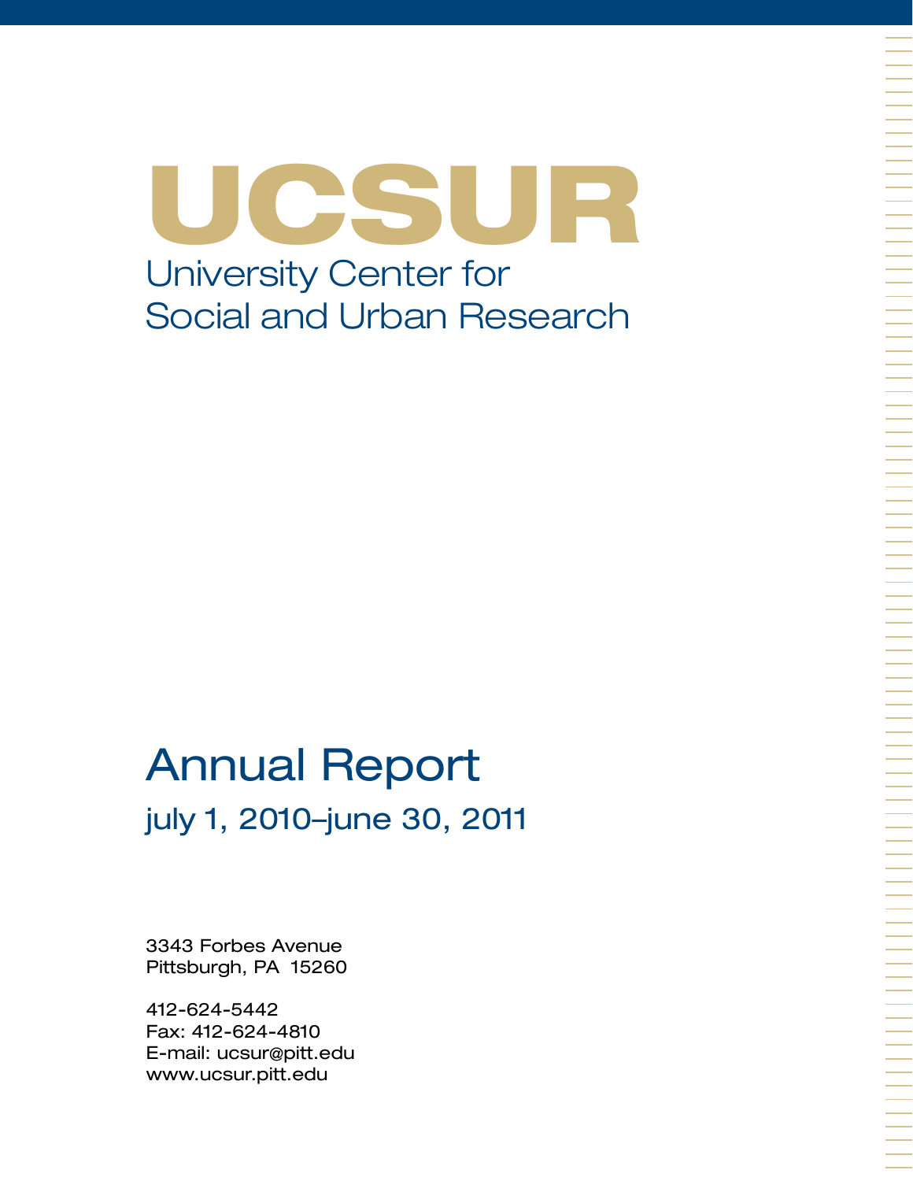# UCSUR

## University Center for Social and Urban Research

# Annual Report

## july 1, 2010–june 30, 2011

3343 Forbes Avenue
Pittsburgh, PA 15260

412-624-5442
Fax: 412-624-4810
E-mail: ucsur@pitt.edu
www.ucsur.pitt.edu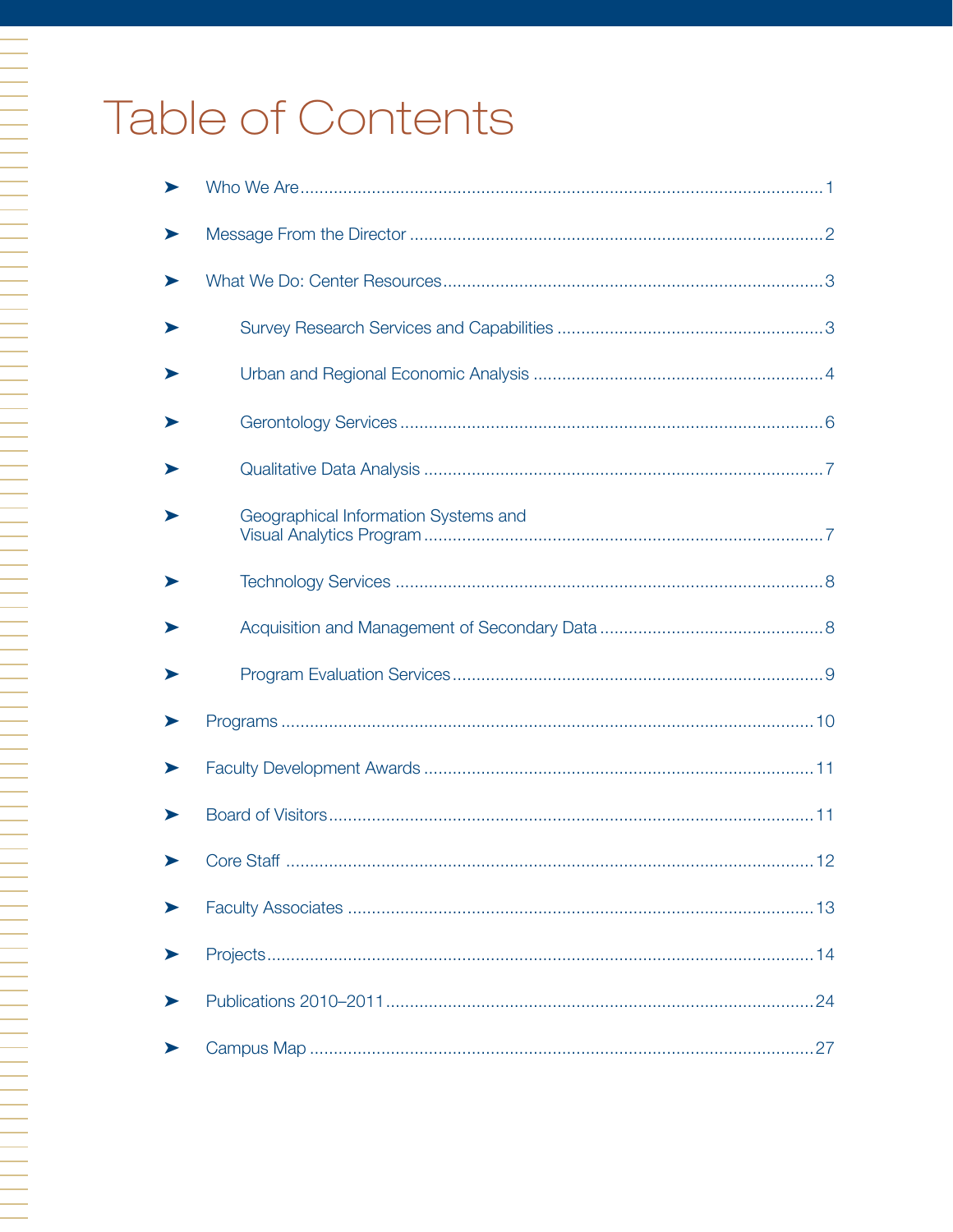# Table of Contents

- Who We Are ........ 1
- Message From the Director ........ 2
- What We Do: Center Resources ........ 3
  - Survey Research Services and Capabilities ........ 3
  - Urban and Regional Economic Analysis ........ 4
  - Gerontology Services ........ 6
  - Qualitative Data Analysis ........ 7
  - Geographical Information Systems and Visual Analytics Program ........ 7
  - Technology Services ........ 8
  - Acquisition and Management of Secondary Data ........ 8
  - Program Evaluation Services ........ 9
- Programs ........ 10
- Faculty Development Awards ........ 11
- Board of Visitors ........ 11
- Core Staff ........ 12
- Faculty Associates ........ 13
- Projects ........ 14
- Publications 2010–2011 ........ 24
- Campus Map ........ 27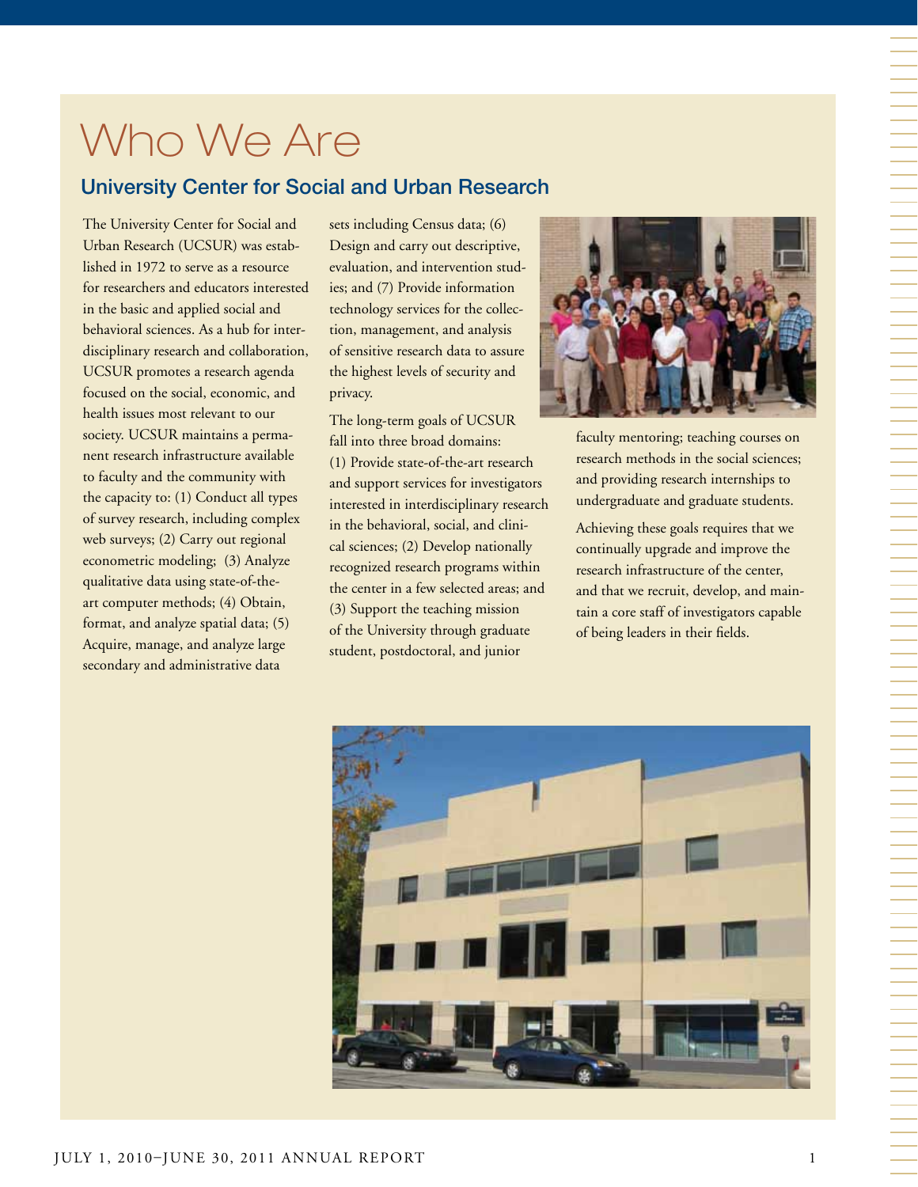# Who We Are

## University Center for Social and Urban Research

The University Center for Social and Urban Research (UCSUR) was established in 1972 to serve as a resource for researchers and educators interested in the basic and applied social and behavioral sciences. As a hub for interdisciplinary research and collaboration, UCSUR promotes a research agenda focused on the social, economic, and health issues most relevant to our society. UCSUR maintains a permanent research infrastructure available to faculty and the community with the capacity to: (1) Conduct all types of survey research, including complex web surveys; (2) Carry out regional econometric modeling; (3) Analyze qualitative data using state-of-the-art computer methods; (4) Obtain, format, and analyze spatial data; (5) Acquire, manage, and analyze large secondary and administrative data sets including Census data; (6) Design and carry out descriptive, evaluation, and intervention studies; and (7) Provide information technology services for the collection, management, and analysis of sensitive research data to assure the highest levels of security and privacy.

The long-term goals of UCSUR fall into three broad domains: (1) Provide state-of-the-art research and support services for investigators interested in interdisciplinary research in the behavioral, social, and clinical sciences; (2) Develop nationally recognized research programs within the center in a few selected areas; and (3) Support the teaching mission of the University through graduate student, postdoctoral, and junior faculty mentoring; teaching courses on research methods in the social sciences; and providing research internships to undergraduate and graduate students.

Achieving these goals requires that we continually upgrade and improve the research infrastructure of the center, and that we recruit, develop, and maintain a core staff of investigators capable of being leaders in their fields.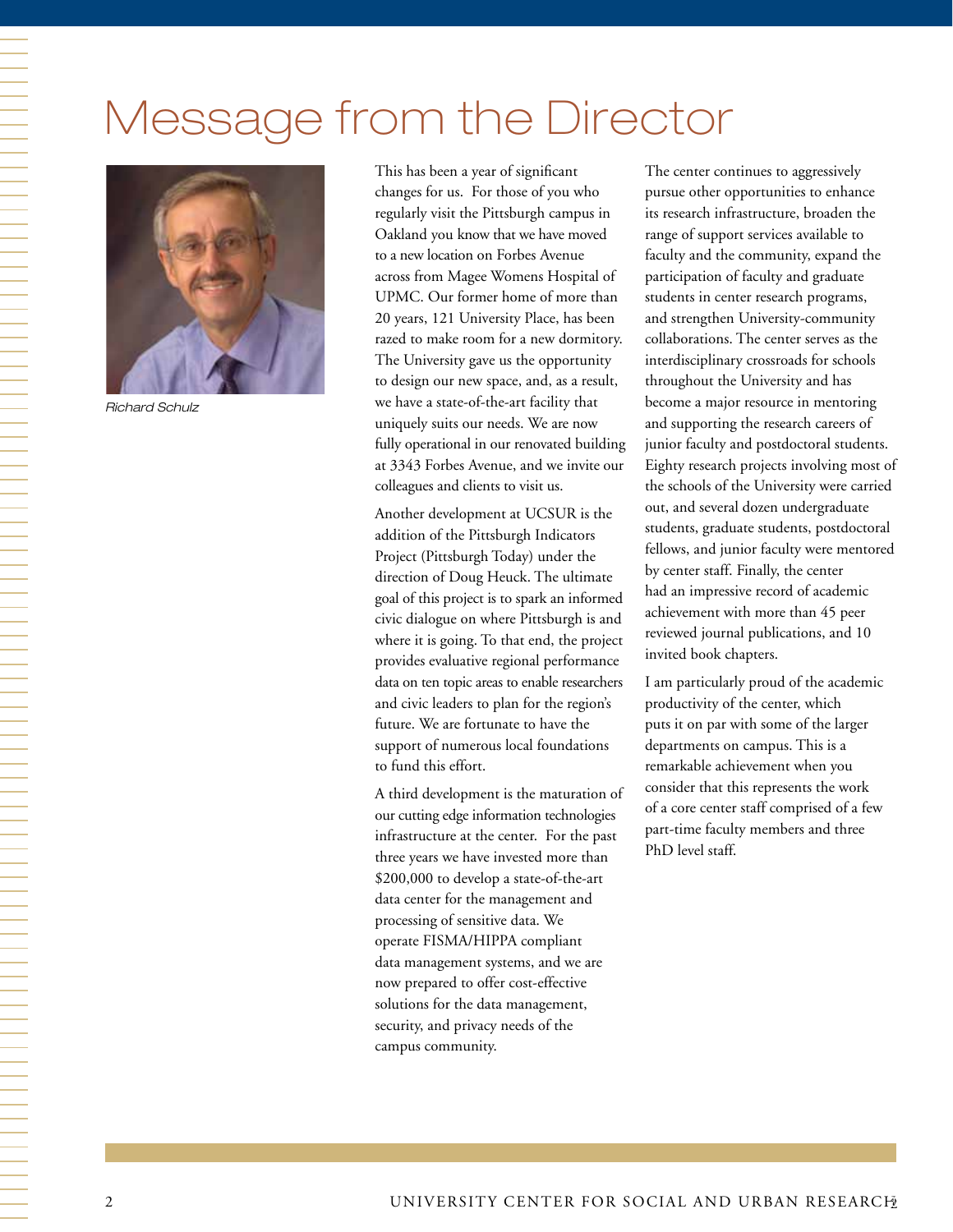# Message from the Director

Richard Schulz

This has been a year of significant changes for us. For those of you who regularly visit the Pittsburgh campus in Oakland you know that we have moved to a new location on Forbes Avenue across from Magee Womens Hospital of UPMC. Our former home of more than 20 years, 121 University Place, has been razed to make room for a new dormitory. The University gave us the opportunity to design our new space, and, as a result, we have a state-of-the-art facility that uniquely suits our needs. We are now fully operational in our renovated building at 3343 Forbes Avenue, and we invite our colleagues and clients to visit us.

Another development at UCSUR is the addition of the Pittsburgh Indicators Project (Pittsburgh Today) under the direction of Doug Heuck. The ultimate goal of this project is to spark an informed civic dialogue on where Pittsburgh is and where it is going. To that end, the project provides evaluative regional performance data on ten topic areas to enable researchers and civic leaders to plan for the region's future. We are fortunate to have the support of numerous local foundations to fund this effort.

A third development is the maturation of our cutting edge information technologies infrastructure at the center. For the past three years we have invested more than $200,000 to develop a state-of-the-art data center for the management and processing of sensitive data. We operate FISMA/HIPPA compliant data management systems, and we are now prepared to offer cost-effective solutions for the data management, security, and privacy needs of the campus community.

The center continues to aggressively pursue other opportunities to enhance its research infrastructure, broaden the range of support services available to faculty and the community, expand the participation of faculty and graduate students in center research programs, and strengthen University-community collaborations. The center serves as the interdisciplinary crossroads for schools throughout the University and has become a major resource in mentoring and supporting the research careers of junior faculty and postdoctoral students. Eighty research projects involving most of the schools of the University were carried out, and several dozen undergraduate students, graduate students, postdoctoral fellows, and junior faculty were mentored by center staff. Finally, the center had an impressive record of academic achievement with more than 45 peer reviewed journal publications, and 10 invited book chapters.

I am particularly proud of the academic productivity of the center, which puts it on par with some of the larger departments on campus. This is a remarkable achievement when you consider that this represents the work of a core center staff comprised of a few part-time faculty members and three PhD level staff.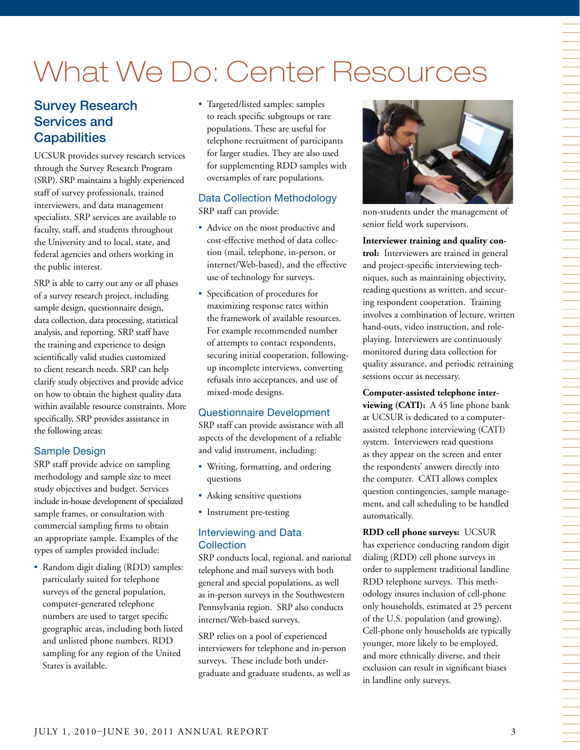# What We Do: Center Resources

## Survey Research Services and Capabilities

UCSUR provides survey research services through the Survey Research Program (SRP). SRP maintains a highly experienced staff of survey professionals, trained interviewers, and data management specialists. SRP services are available to faculty, staff, and students throughout the University and to local, state, and federal agencies and others working in the public interest.

SRP is able to carry out any or all phases of a survey research project, including sample design, questionnaire design, data collection, data processing, statistical analysis, and reporting. SRP staff have the training and experience to design scientifically valid studies customized to client research needs. SRP can help clarify study objectives and provide advice on how to obtain the highest quality data within available resource constraints. More specifically, SRP provides assistance in the following areas:

### Sample Design

SRP staff provide advice on sampling methodology and sample size to meet study objectives and budget. Services include in-house development of specialized sample frames, or consultation with commercial sampling firms to obtain an appropriate sample. Examples of the types of samples provided include:

- Random digit dialing (RDD) samples: particularly suited for telephone surveys of the general population, computer-generated telephone numbers are used to target specific geographic areas, including both listed and unlisted phone numbers. RDD sampling for any region of the United States is available.
- Targeted/listed samples: samples to reach specific subgroups or rare populations. These are useful for telephone recruitment of participants for larger studies. They are also used for supplementing RDD samples with oversamples of rare populations.

### Data Collection Methodology

SRP staff can provide:

- Advice on the most productive and cost-effective method of data collection (mail, telephone, in-person, or internet/Web-based), and the effective use of technology for surveys.
- Specification of procedures for maximizing response rates within the framework of available resources. For example recommended number of attempts to contact respondents, securing initial cooperation, following-up incomplete interviews, converting refusals into acceptances, and use of mixed-mode designs.

### Questionnaire Development

SRP staff can provide assistance with all aspects of the development of a reliable and valid instrument, including:

- Writing, formatting, and ordering questions
- Asking sensitive questions
- Instrument pre-testing

### Interviewing and Data Collection

SRP conducts local, regional, and national telephone and mail surveys with both general and special populations, as well as in-person surveys in the Southwestern Pennsylvania region. SRP also conducts internet/Web-based surveys.

SRP relies on a pool of experienced interviewers for telephone and in-person surveys. These include both undergraduate and graduate students, as well as non-students under the management of senior field work supervisors.

**Interviewer training and quality control:** Interviewers are trained in general and project-specific interviewing techniques, such as maintaining objectivity, reading questions as written, and securing respondent cooperation. Training involves a combination of lecture, written hand-outs, video instruction, and role-playing. Interviewers are continuously monitored during data collection for quality assurance, and periodic retraining sessions occur as necessary.

**Computer-assisted telephone interviewing (CATI):** A 45 line phone bank at UCSUR is dedicated to a computer-assisted telephone interviewing (CATI) system. Interviewers read questions as they appear on the screen and enter the respondents' answers directly into the computer. CATI allows complex question contingencies, sample management, and call scheduling to be handled automatically.

**RDD cell phone surveys:** UCSUR has experience conducting random digit dialing (RDD) cell phone surveys in order to supplement traditional landline RDD telephone surveys. This methodology insures inclusion of cell-phone only households, estimated at 25 percent of the U.S. population (and growing). Cell-phone only households are typically younger, more likely to be employed, and more ethnically diverse, and their exclusion can result in significant biases in landline only surveys.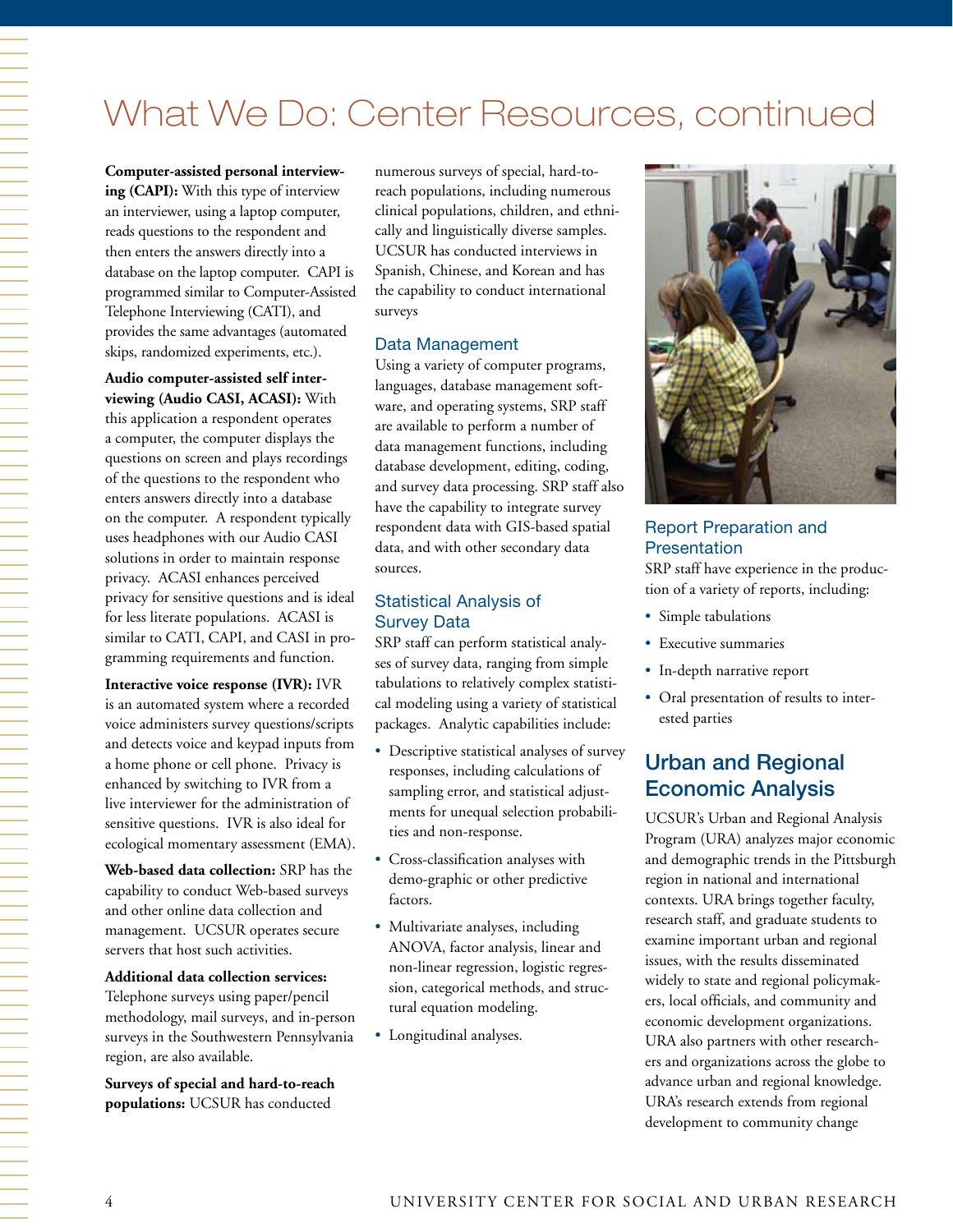# What We Do: Center Resources, continued

**Computer-assisted personal interviewing (CAPI):** With this type of interview an interviewer, using a laptop computer, reads questions to the respondent and then enters the answers directly into a database on the laptop computer. CAPI is programmed similar to Computer-Assisted Telephone Interviewing (CATI), and provides the same advantages (automated skips, randomized experiments, etc.).

**Audio computer-assisted self interviewing (Audio CASI, ACASI):** With this application a respondent operates a computer, the computer displays the questions on screen and plays recordings of the questions to the respondent who enters answers directly into a database on the computer. A respondent typically uses headphones with our Audio CASI solutions in order to maintain response privacy. ACASI enhances perceived privacy for sensitive questions and is ideal for less literate populations. ACASI is similar to CATI, CAPI, and CASI in programming requirements and function.

**Interactive voice response (IVR):** IVR is an automated system where a recorded voice administers survey questions/scripts and detects voice and keypad inputs from a home phone or cell phone. Privacy is enhanced by switching to IVR from a live interviewer for the administration of sensitive questions. IVR is also ideal for ecological momentary assessment (EMA).

**Web-based data collection:** SRP has the capability to conduct Web-based surveys and other online data collection and management. UCSUR operates secure servers that host such activities.

**Additional data collection services:** Telephone surveys using paper/pencil methodology, mail surveys, and in-person surveys in the Southwestern Pennsylvania region, are also available.

**Surveys of special and hard-to-reach populations:** UCSUR has conducted numerous surveys of special, hard-to-reach populations, including numerous clinical populations, children, and ethnically and linguistically diverse samples. UCSUR has conducted interviews in Spanish, Chinese, and Korean and has the capability to conduct international surveys

### Data Management

Using a variety of computer programs, languages, database management software, and operating systems, SRP staff are available to perform a number of data management functions, including database development, editing, coding, and survey data processing. SRP staff also have the capability to integrate survey respondent data with GIS-based spatial data, and with other secondary data sources.

### Statistical Analysis of Survey Data

SRP staff can perform statistical analyses of survey data, ranging from simple tabulations to relatively complex statistical modeling using a variety of statistical packages. Analytic capabilities include:

- Descriptive statistical analyses of survey responses, including calculations of sampling error, and statistical adjustments for unequal selection probabilities and non-response.
- Cross-classification analyses with demo-graphic or other predictive factors.
- Multivariate analyses, including ANOVA, factor analysis, linear and non-linear regression, logistic regression, categorical methods, and structural equation modeling.
- Longitudinal analyses.

### Report Preparation and Presentation

SRP staff have experience in the production of a variety of reports, including:

- Simple tabulations
- Executive summaries
- In-depth narrative report
- Oral presentation of results to interested parties

## Urban and Regional Economic Analysis

UCSUR's Urban and Regional Analysis Program (URA) analyzes major economic and demographic trends in the Pittsburgh region in national and international contexts. URA brings together faculty, research staff, and graduate students to examine important urban and regional issues, with the results disseminated widely to state and regional policymakers, local officials, and community and economic development organizations. URA also partners with other researchers and organizations across the globe to advance urban and regional knowledge. URA's research extends from regional development to community change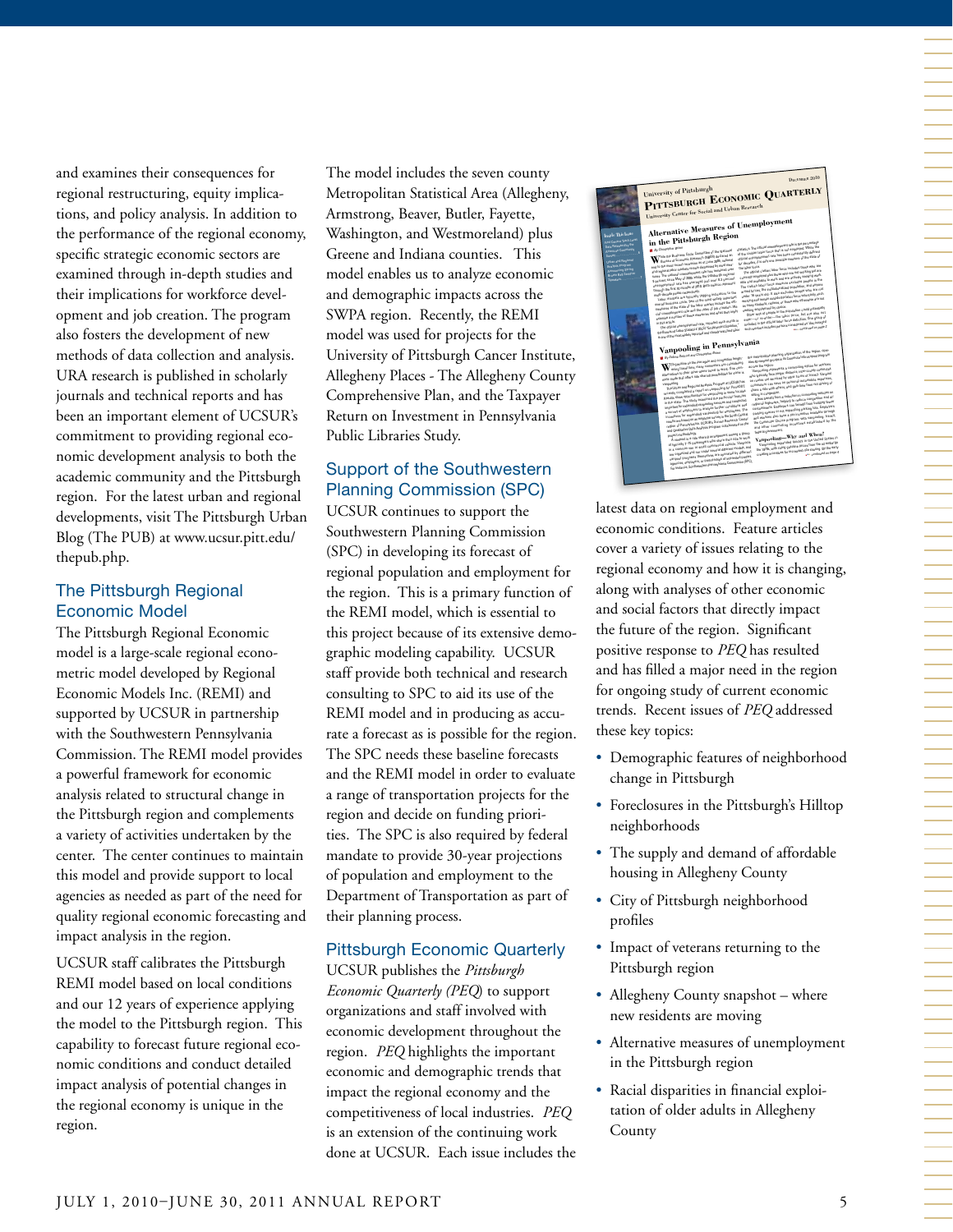and examines their consequences for regional restructuring, equity implications, and policy analysis. In addition to the performance of the regional economy, specific strategic economic sectors are examined through in-depth studies and their implications for workforce development and job creation. The program also fosters the development of new methods of data collection and analysis. URA research is published in scholarly journals and technical reports and has been an important element of UCSUR's commitment to providing regional economic development analysis to both the academic community and the Pittsburgh region. For the latest urban and regional developments, visit The Pittsburgh Urban Blog (The PUB) at www.ucsur.pitt.edu/thepub.php.

## The Pittsburgh Regional Economic Model

The Pittsburgh Regional Economic model is a large-scale regional econometric model developed by Regional Economic Models Inc. (REMI) and supported by UCSUR in partnership with the Southwestern Pennsylvania Commission. The REMI model provides a powerful framework for economic analysis related to structural change in the Pittsburgh region and complements a variety of activities undertaken by the center. The center continues to maintain this model and provide support to local agencies as needed as part of the need for quality regional economic forecasting and impact analysis in the region.

UCSUR staff calibrates the Pittsburgh REMI model based on local conditions and our 12 years of experience applying the model to the Pittsburgh region. This capability to forecast future regional economic conditions and conduct detailed impact analysis of potential changes in the regional economy is unique in the region.

The model includes the seven county Metropolitan Statistical Area (Allegheny, Armstrong, Beaver, Butler, Fayette, Washington, and Westmoreland) plus Greene and Indiana counties. This model enables us to analyze economic and demographic impacts across the SWPA region. Recently, the REMI model was used for projects for the University of Pittsburgh Cancer Institute, Allegheny Places - The Allegheny County Comprehensive Plan, and the Taxpayer Return on Investment in Pennsylvania Public Libraries Study.

## Support of the Southwestern Planning Commission (SPC)

UCSUR continues to support the Southwestern Planning Commission (SPC) in developing its forecast of regional population and employment for the region. This is a primary function of the REMI model, which is essential to this project because of its extensive demographic modeling capability. UCSUR staff provide both technical and research consulting to SPC to aid its use of the REMI model and in producing as accurate a forecast as is possible for the region. The SPC needs these baseline forecasts and the REMI model in order to evaluate a range of transportation projects for the region and decide on funding priorities. The SPC is also required by federal mandate to provide 30-year projections of population and employment to the Department of Transportation as part of their planning process.

## Pittsburgh Economic Quarterly

UCSUR publishes the *Pittsburgh Economic Quarterly (PEQ)* to support organizations and staff involved with economic development throughout the region. *PEQ* highlights the important economic and demographic trends that impact the regional economy and the competitiveness of local industries. *PEQ* is an extension of the continuing work done at UCSUR. Each issue includes the latest data on regional employment and economic conditions. Feature articles cover a variety of issues relating to the regional economy and how it is changing, along with analyses of other economic and social factors that directly impact the future of the region. Significant positive response to *PEQ* has resulted and has filled a major need in the region for ongoing study of current economic trends. Recent issues of *PEQ* addressed these key topics:

- Demographic features of neighborhood change in Pittsburgh
- Foreclosures in the Pittsburgh's Hilltop neighborhoods
- The supply and demand of affordable housing in Allegheny County
- City of Pittsburgh neighborhood profiles
- Impact of veterans returning to the Pittsburgh region
- Allegheny County snapshot – where new residents are moving
- Alternative measures of unemployment in the Pittsburgh region
- Racial disparities in financial exploitation of older adults in Allegheny County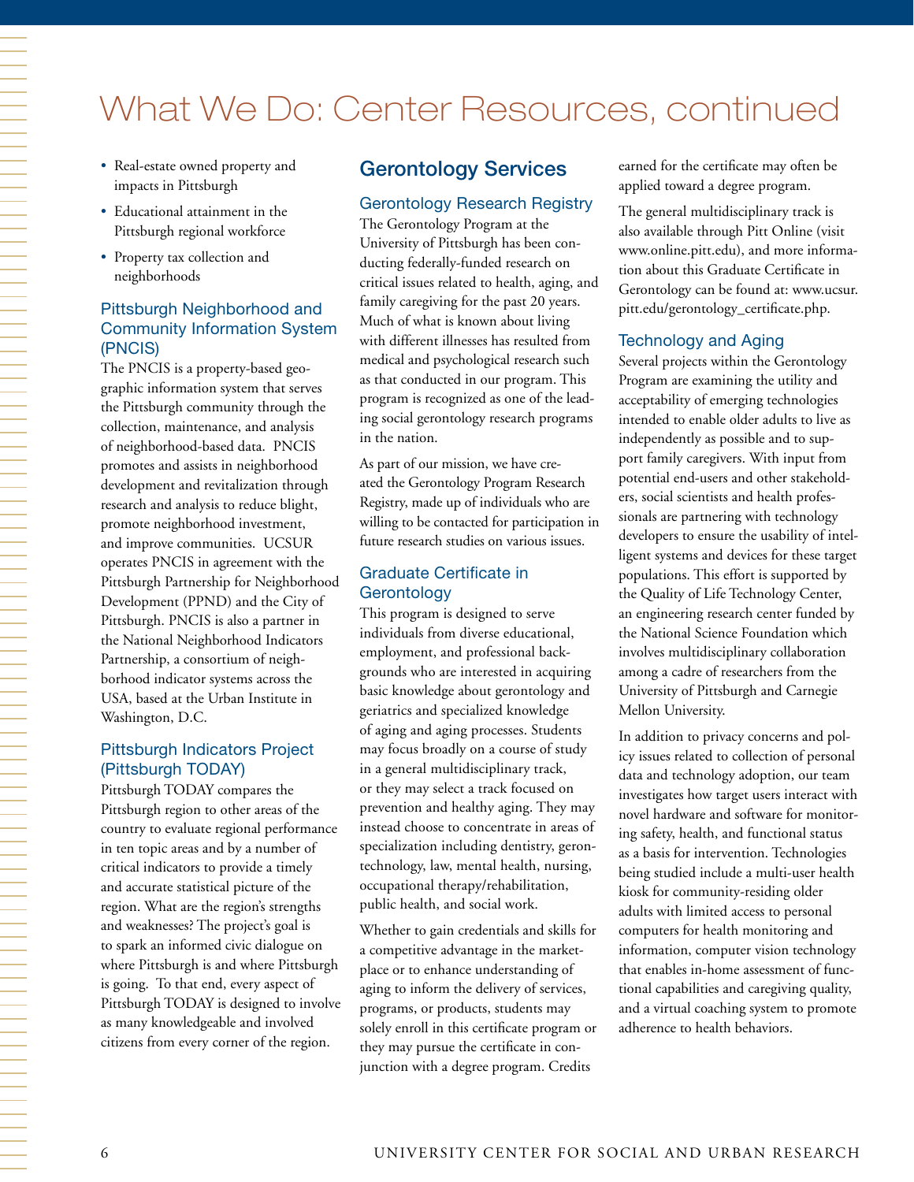# What We Do: Center Resources, continued

- Real-estate owned property and impacts in Pittsburgh
- Educational attainment in the Pittsburgh regional workforce
- Property tax collection and neighborhoods

### Pittsburgh Neighborhood and Community Information System (PNCIS)

The PNCIS is a property-based geographic information system that serves the Pittsburgh community through the collection, maintenance, and analysis of neighborhood-based data. PNCIS promotes and assists in neighborhood development and revitalization through research and analysis to reduce blight, promote neighborhood investment, and improve communities. UCSUR operates PNCIS in agreement with the Pittsburgh Partnership for Neighborhood Development (PPND) and the City of Pittsburgh. PNCIS is also a partner in the National Neighborhood Indicators Partnership, a consortium of neighborhood indicator systems across the USA, based at the Urban Institute in Washington, D.C.

### Pittsburgh Indicators Project (Pittsburgh TODAY)

Pittsburgh TODAY compares the Pittsburgh region to other areas of the country to evaluate regional performance in ten topic areas and by a number of critical indicators to provide a timely and accurate statistical picture of the region. What are the region's strengths and weaknesses? The project's goal is to spark an informed civic dialogue on where Pittsburgh is and where Pittsburgh is going. To that end, every aspect of Pittsburgh TODAY is designed to involve as many knowledgeable and involved citizens from every corner of the region.

## Gerontology Services

### Gerontology Research Registry

The Gerontology Program at the University of Pittsburgh has been conducting federally-funded research on critical issues related to health, aging, and family caregiving for the past 20 years. Much of what is known about living with different illnesses has resulted from medical and psychological research such as that conducted in our program. This program is recognized as one of the leading social gerontology research programs in the nation.

As part of our mission, we have created the Gerontology Program Research Registry, made up of individuals who are willing to be contacted for participation in future research studies on various issues.

### Graduate Certificate in Gerontology

This program is designed to serve individuals from diverse educational, employment, and professional backgrounds who are interested in acquiring basic knowledge about gerontology and geriatrics and specialized knowledge of aging and aging processes. Students may focus broadly on a course of study in a general multidisciplinary track, or they may select a track focused on prevention and healthy aging. They may instead choose to concentrate in areas of specialization including dentistry, gerontechnology, law, mental health, nursing, occupational therapy/rehabilitation, public health, and social work.

Whether to gain credentials and skills for a competitive advantage in the marketplace or to enhance understanding of aging to inform the delivery of services, programs, or products, students may solely enroll in this certificate program or they may pursue the certificate in conjunction with a degree program. Credits earned for the certificate may often be applied toward a degree program.

The general multidisciplinary track is also available through Pitt Online (visit www.online.pitt.edu), and more information about this Graduate Certificate in Gerontology can be found at: www.ucsur.pitt.edu/gerontology_certificate.php.

### Technology and Aging

Several projects within the Gerontology Program are examining the utility and acceptability of emerging technologies intended to enable older adults to live as independently as possible and to support family caregivers. With input from potential end-users and other stakeholders, social scientists and health professionals are partnering with technology developers to ensure the usability of intelligent systems and devices for these target populations. This effort is supported by the Quality of Life Technology Center, an engineering research center funded by the National Science Foundation which involves multidisciplinary collaboration among a cadre of researchers from the University of Pittsburgh and Carnegie Mellon University.

In addition to privacy concerns and policy issues related to collection of personal data and technology adoption, our team investigates how target users interact with novel hardware and software for monitoring safety, health, and functional status as a basis for intervention. Technologies being studied include a multi-user health kiosk for community-residing older adults with limited access to personal computers for health monitoring and information, computer vision technology that enables in-home assessment of functional capabilities and caregiving quality, and a virtual coaching system to promote adherence to health behaviors.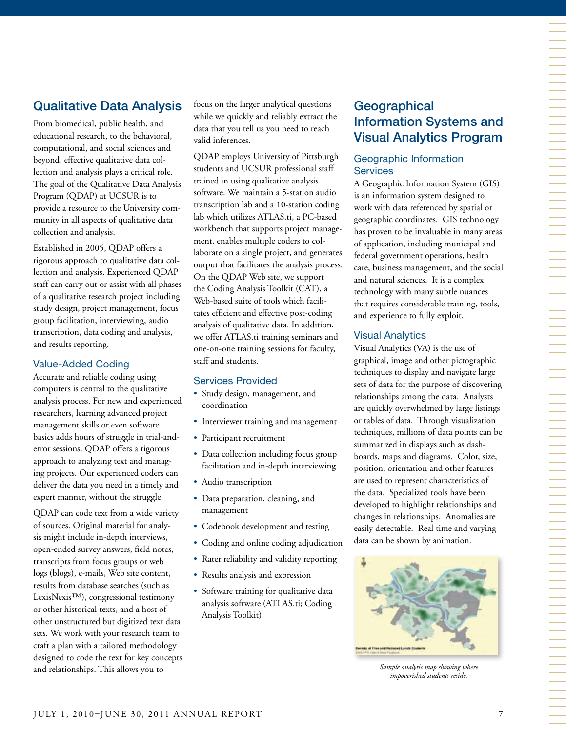## Qualitative Data Analysis

From biomedical, public health, and educational research, to the behavioral, computational, and social sciences and beyond, effective qualitative data collection and analysis plays a critical role. The goal of the Qualitative Data Analysis Program (QDAP) at UCSUR is to provide a resource to the University community in all aspects of qualitative data collection and analysis.

Established in 2005, QDAP offers a rigorous approach to qualitative data collection and analysis. Experienced QDAP staff can carry out or assist with all phases of a qualitative research project including study design, project management, focus group facilitation, interviewing, audio transcription, data coding and analysis, and results reporting.

### Value-Added Coding

Accurate and reliable coding using computers is central to the qualitative analysis process. For new and experienced researchers, learning advanced project management skills or even software basics adds hours of struggle in trial-and-error sessions. QDAP offers a rigorous approach to analyzing text and managing projects. Our experienced coders can deliver the data you need in a timely and expert manner, without the struggle.

QDAP can code text from a wide variety of sources. Original material for analysis might include in-depth interviews, open-ended survey answers, field notes, transcripts from focus groups or web logs (blogs), e-mails, Web site content, results from database searches (such as LexisNexis™), congressional testimony or other historical texts, and a host of other unstructured but digitized text data sets. We work with your research team to craft a plan with a tailored methodology designed to code the text for key concepts and relationships. This allows you to focus on the larger analytical questions while we quickly and reliably extract the data that you tell us you need to reach valid inferences.

QDAP employs University of Pittsburgh students and UCSUR professional staff trained in using qualitative analysis software. We maintain a 5-station audio transcription lab and a 10-station coding lab which utilizes ATLAS.ti, a PC-based workbench that supports project management, enables multiple coders to collaborate on a single project, and generates output that facilitates the analysis process. On the QDAP Web site, we support the Coding Analysis Toolkit (CAT), a Web-based suite of tools which facilitates efficient and effective post-coding analysis of qualitative data. In addition, we offer ATLAS.ti training seminars and one-on-one training sessions for faculty, staff and students.

### Services Provided

- Study design, management, and coordination
- Interviewer training and management
- Participant recruitment
- Data collection including focus group facilitation and in-depth interviewing
- Audio transcription
- Data preparation, cleaning, and management
- Codebook development and testing
- Coding and online coding adjudication
- Rater reliability and validity reporting
- Results analysis and expression
- Software training for qualitative data analysis software (ATLAS.ti; Coding Analysis Toolkit)

## Geographical Information Systems and Visual Analytics Program

### Geographic Information Services

A Geographic Information System (GIS) is an information system designed to work with data referenced by spatial or geographic coordinates. GIS technology has proven to be invaluable in many areas of application, including municipal and federal government operations, health care, business management, and the social and natural sciences. It is a complex technology with many subtle nuances that requires considerable training, tools, and experience to fully exploit.

### Visual Analytics

Visual Analytics (VA) is the use of graphical, image and other pictographic techniques to display and navigate large sets of data for the purpose of discovering relationships among the data. Analysts are quickly overwhelmed by large listings or tables of data. Through visualization techniques, millions of data points can be summarized in displays such as dashboards, maps and diagrams. Color, size, position, orientation and other features are used to represent characteristics of the data. Specialized tools have been developed to highlight relationships and changes in relationships. Anomalies are easily detectable. Real time and varying data can be shown by animation.

*Sample analytic map showing where impoverished students reside.*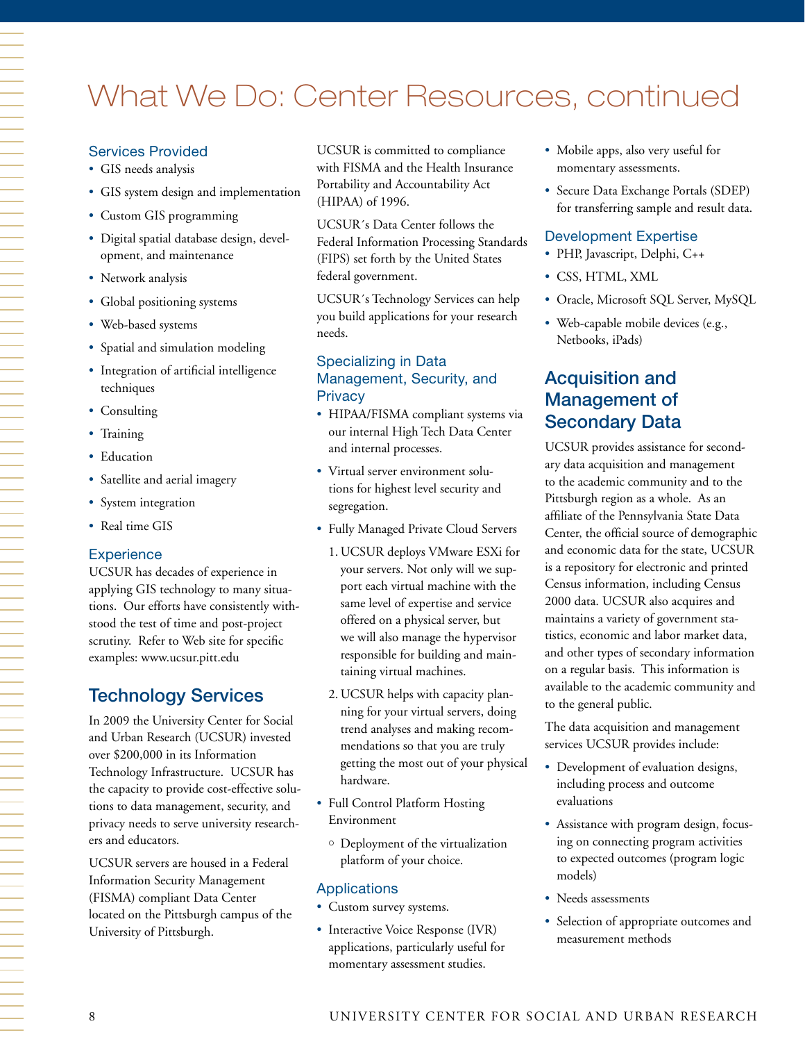# What We Do: Center Resources, continued

### Services Provided

- GIS needs analysis
- GIS system design and implementation
- Custom GIS programming
- Digital spatial database design, development, and maintenance
- Network analysis
- Global positioning systems
- Web-based systems
- Spatial and simulation modeling
- Integration of artificial intelligence techniques
- Consulting
- Training
- Education
- Satellite and aerial imagery
- System integration
- Real time GIS

### Experience

UCSUR has decades of experience in applying GIS technology to many situations. Our efforts have consistently withstood the test of time and post-project scrutiny. Refer to Web site for specific examples: www.ucsur.pitt.edu

## Technology Services

In 2009 the University Center for Social and Urban Research (UCSUR) invested over $200,000 in its Information Technology Infrastructure. UCSUR has the capacity to provide cost-effective solutions to data management, security, and privacy needs to serve university researchers and educators.

UCSUR servers are housed in a Federal Information Security Management (FISMA) compliant Data Center located on the Pittsburgh campus of the University of Pittsburgh.

UCSUR is committed to compliance with FISMA and the Health Insurance Portability and Accountability Act (HIPAA) of 1996.

UCSUR´s Data Center follows the Federal Information Processing Standards (FIPS) set forth by the United States federal government.

UCSUR´s Technology Services can help you build applications for your research needs.

### Specializing in Data Management, Security, and Privacy

- HIPAA/FISMA compliant systems via our internal High Tech Data Center and internal processes.
- Virtual server environment solutions for highest level security and segregation.
- Fully Managed Private Cloud Servers
  1. UCSUR deploys VMware ESXi for your servers. Not only will we support each virtual machine with the same level of expertise and service offered on a physical server, but we will also manage the hypervisor responsible for building and maintaining virtual machines.
  2. UCSUR helps with capacity planning for your virtual servers, doing trend analyses and making recommendations so that you are truly getting the most out of your physical hardware.
- Full Control Platform Hosting Environment
  - Deployment of the virtualization platform of your choice.

### Applications

- Custom survey systems.
- Interactive Voice Response (IVR) applications, particularly useful for momentary assessment studies.
- Mobile apps, also very useful for momentary assessments.
- Secure Data Exchange Portals (SDEP) for transferring sample and result data.

### Development Expertise

- PHP, Javascript, Delphi, C++
- CSS, HTML, XML
- Oracle, Microsoft SQL Server, MySQL
- Web-capable mobile devices (e.g., Netbooks, iPads)

## Acquisition and Management of Secondary Data

UCSUR provides assistance for secondary data acquisition and management to the academic community and to the Pittsburgh region as a whole. As an affiliate of the Pennsylvania State Data Center, the official source of demographic and economic data for the state, UCSUR is a repository for electronic and printed Census information, including Census 2000 data. UCSUR also acquires and maintains a variety of government statistics, economic and labor market data, and other types of secondary information on a regular basis. This information is available to the academic community and to the general public.

The data acquisition and management services UCSUR provides include:

- Development of evaluation designs, including process and outcome evaluations
- Assistance with program design, focusing on connecting program activities to expected outcomes (program logic models)
- Needs assessments
- Selection of appropriate outcomes and measurement methods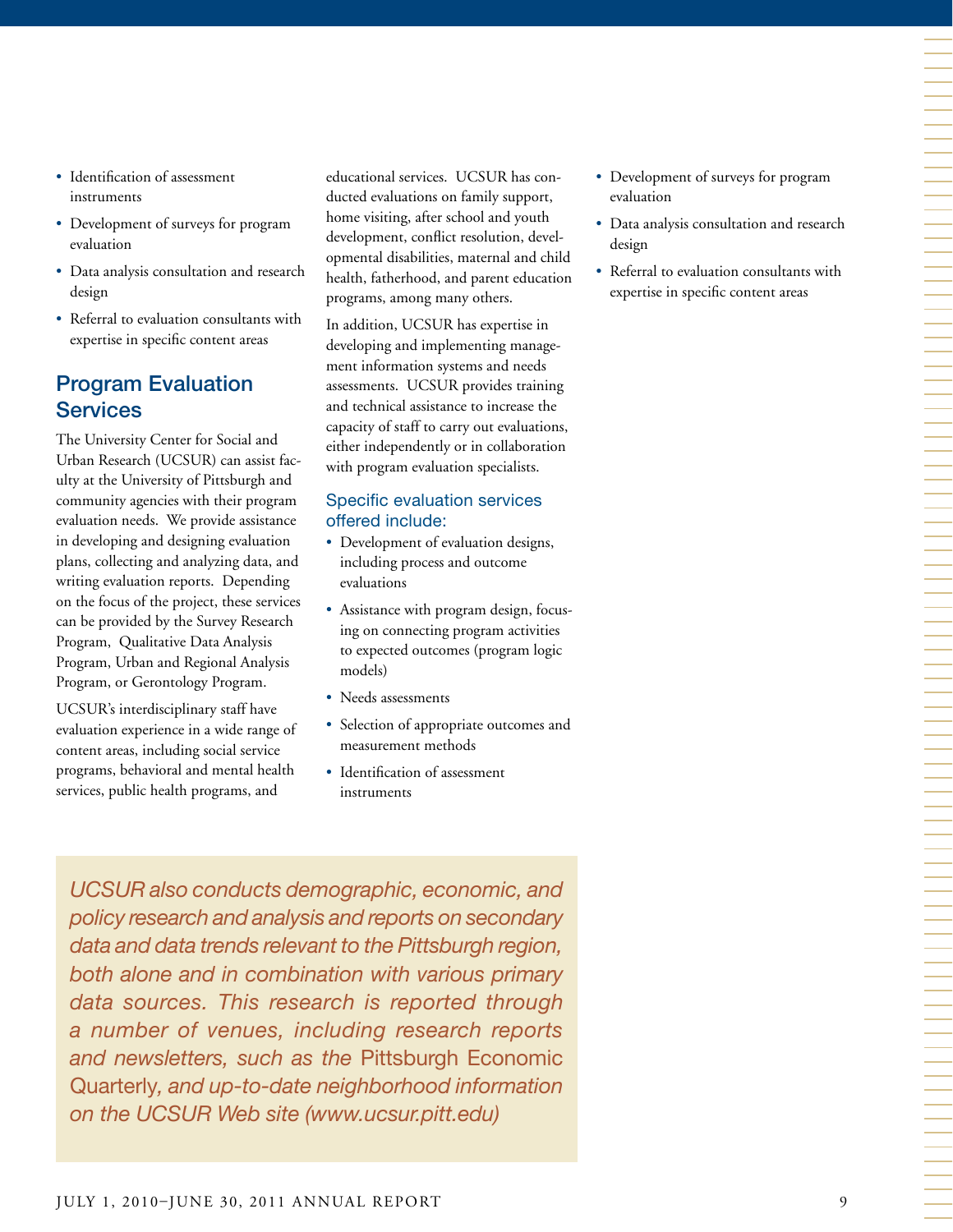- Identification of assessment instruments
- Development of surveys for program evaluation
- Data analysis consultation and research design
- Referral to evaluation consultants with expertise in specific content areas

## Program Evaluation Services

The University Center for Social and Urban Research (UCSUR) can assist faculty at the University of Pittsburgh and community agencies with their program evaluation needs. We provide assistance in developing and designing evaluation plans, collecting and analyzing data, and writing evaluation reports. Depending on the focus of the project, these services can be provided by the Survey Research Program, Qualitative Data Analysis Program, Urban and Regional Analysis Program, or Gerontology Program.

UCSUR's interdisciplinary staff have evaluation experience in a wide range of content areas, including social service programs, behavioral and mental health services, public health programs, and educational services. UCSUR has conducted evaluations on family support, home visiting, after school and youth development, conflict resolution, developmental disabilities, maternal and child health, fatherhood, and parent education programs, among many others.

In addition, UCSUR has expertise in developing and implementing management information systems and needs assessments. UCSUR provides training and technical assistance to increase the capacity of staff to carry out evaluations, either independently or in collaboration with program evaluation specialists.

### Specific evaluation services offered include:

- Development of evaluation designs, including process and outcome evaluations
- Assistance with program design, focusing on connecting program activities to expected outcomes (program logic models)
- Needs assessments
- Selection of appropriate outcomes and measurement methods
- Identification of assessment instruments
- Development of surveys for program evaluation
- Data analysis consultation and research design
- Referral to evaluation consultants with expertise in specific content areas

*UCSUR also conducts demographic, economic, and policy research and analysis and reports on secondary data and data trends relevant to the Pittsburgh region, both alone and in combination with various primary data sources. This research is reported through a number of venues, including research reports and newsletters, such as the* Pittsburgh Economic Quarterly*, and up-to-date neighborhood information on the UCSUR Web site (www.ucsur.pitt.edu)*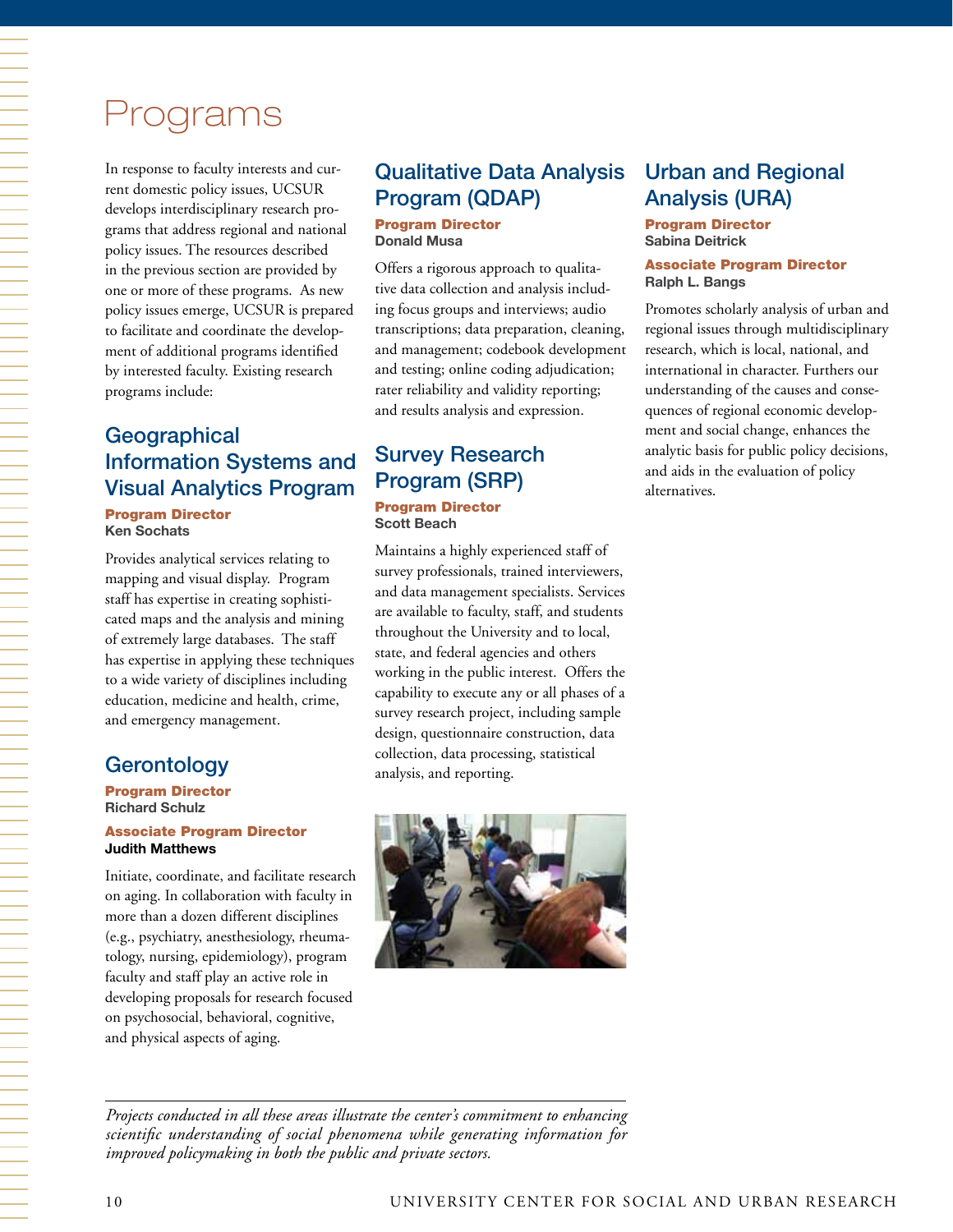# Programs

In response to faculty interests and current domestic policy issues, UCSUR develops interdisciplinary research programs that address regional and national policy issues. The resources described in the previous section are provided by one or more of these programs. As new policy issues emerge, UCSUR is prepared to facilitate and coordinate the development of additional programs identified by interested faculty. Existing research programs include:

## Geographical Information Systems and Visual Analytics Program

**Program Director**
**Ken Sochats**

Provides analytical services relating to mapping and visual display. Program staff has expertise in creating sophisticated maps and the analysis and mining of extremely large databases. The staff has expertise in applying these techniques to a wide variety of disciplines including education, medicine and health, crime, and emergency management.

## Gerontology

**Program Director**
**Richard Schulz**

**Associate Program Director**
**Judith Matthews**

Initiate, coordinate, and facilitate research on aging. In collaboration with faculty in more than a dozen different disciplines (e.g., psychiatry, anesthesiology, rheumatology, nursing, epidemiology), program faculty and staff play an active role in developing proposals for research focused on psychosocial, behavioral, cognitive, and physical aspects of aging.

## Qualitative Data Analysis Program (QDAP)

**Program Director**
**Donald Musa**

Offers a rigorous approach to qualitative data collection and analysis including focus groups and interviews; audio transcriptions; data preparation, cleaning, and management; codebook development and testing; online coding adjudication; rater reliability and validity reporting; and results analysis and expression.

## Survey Research Program (SRP)

**Program Director**
**Scott Beach**

Maintains a highly experienced staff of survey professionals, trained interviewers, and data management specialists. Services are available to faculty, staff, and students throughout the University and to local, state, and federal agencies and others working in the public interest. Offers the capability to execute any or all phases of a survey research project, including sample design, questionnaire construction, data collection, data processing, statistical analysis, and reporting.

## Urban and Regional Analysis (URA)

**Program Director**
**Sabina Deitrick**

**Associate Program Director**
**Ralph L. Bangs**

Promotes scholarly analysis of urban and regional issues through multidisciplinary research, which is local, national, and international in character. Furthers our understanding of the causes and consequences of regional economic development and social change, enhances the analytic basis for public policy decisions, and aids in the evaluation of policy alternatives.

---

*Projects conducted in all these areas illustrate the center's commitment to enhancing scientific understanding of social phenomena while generating information for improved policymaking in both the public and private sectors.*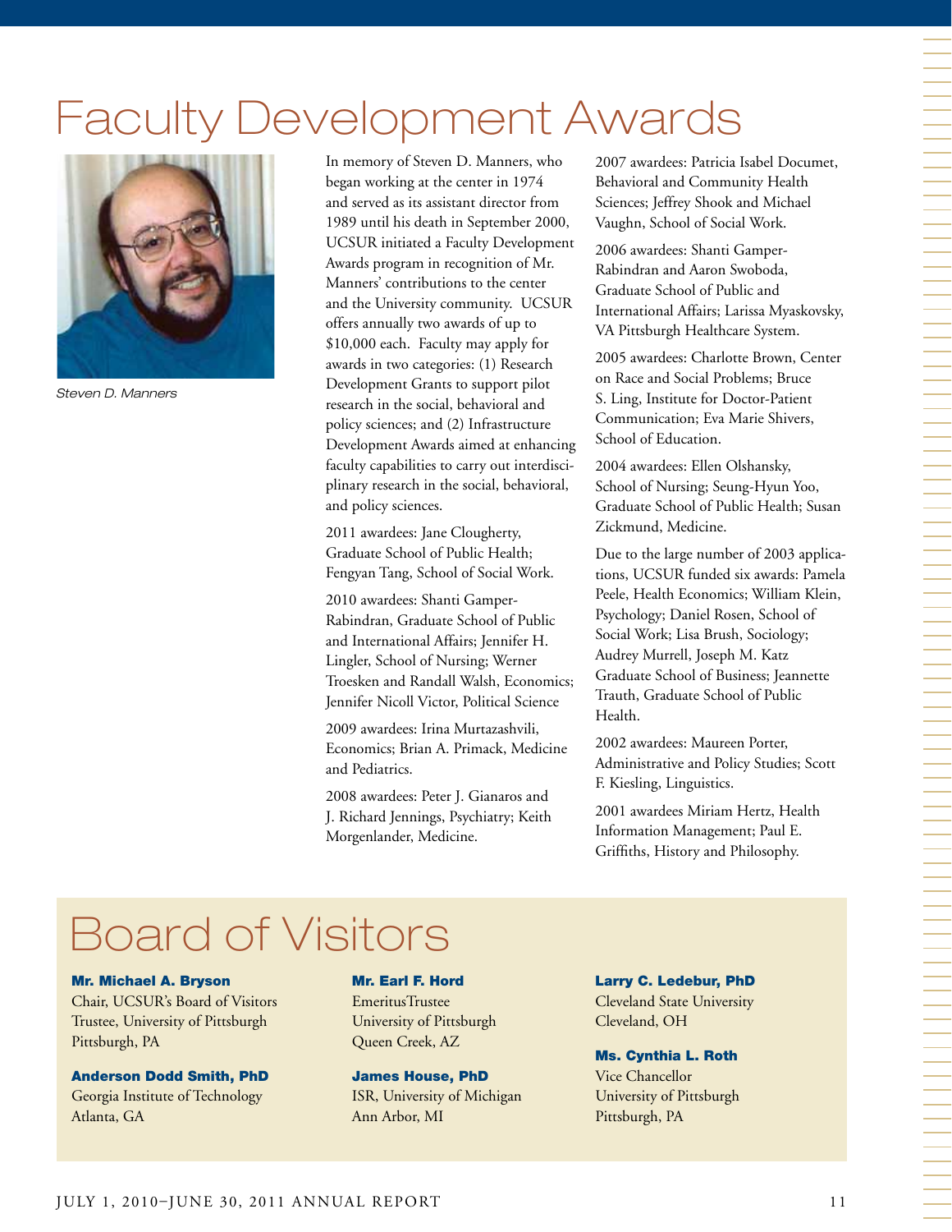# Faculty Development Awards

*Steven D. Manners*

In memory of Steven D. Manners, who began working at the center in 1974 and served as its assistant director from 1989 until his death in September 2000, UCSUR initiated a Faculty Development Awards program in recognition of Mr. Manners' contributions to the center and the University community. UCSUR offers annually two awards of up to $10,000 each. Faculty may apply for awards in two categories: (1) Research Development Grants to support pilot research in the social, behavioral and policy sciences; and (2) Infrastructure Development Awards aimed at enhancing faculty capabilities to carry out interdisciplinary research in the social, behavioral, and policy sciences.

2011 awardees: Jane Clougherty, Graduate School of Public Health; Fengyan Tang, School of Social Work.

2010 awardees: Shanti Gamper-Rabindran, Graduate School of Public and International Affairs; Jennifer H. Lingler, School of Nursing; Werner Troesken and Randall Walsh, Economics; Jennifer Nicoll Victor, Political Science

2009 awardees: Irina Murtazashvili, Economics; Brian A. Primack, Medicine and Pediatrics.

2008 awardees: Peter J. Gianaros and J. Richard Jennings, Psychiatry; Keith Morgenlander, Medicine.

2007 awardees: Patricia Isabel Documet, Behavioral and Community Health Sciences; Jeffrey Shook and Michael Vaughn, School of Social Work.

2006 awardees: Shanti Gamper-Rabindran and Aaron Swoboda, Graduate School of Public and International Affairs; Larissa Myaskovsky, VA Pittsburgh Healthcare System.

2005 awardees: Charlotte Brown, Center on Race and Social Problems; Bruce S. Ling, Institute for Doctor-Patient Communication; Eva Marie Shivers, School of Education.

2004 awardees: Ellen Olshansky, School of Nursing; Seung-Hyun Yoo, Graduate School of Public Health; Susan Zickmund, Medicine.

Due to the large number of 2003 applications, UCSUR funded six awards: Pamela Peele, Health Economics; William Klein, Psychology; Daniel Rosen, School of Social Work; Lisa Brush, Sociology; Audrey Murrell, Joseph M. Katz Graduate School of Business; Jeannette Trauth, Graduate School of Public Health.

2002 awardees: Maureen Porter, Administrative and Policy Studies; Scott F. Kiesling, Linguistics.

2001 awardees Miriam Hertz, Health Information Management; Paul E. Griffiths, History and Philosophy.

# Board of Visitors

**Mr. Michael A. Bryson**
Chair, UCSUR's Board of Visitors
Trustee, University of Pittsburgh
Pittsburgh, PA

**Anderson Dodd Smith, PhD**
Georgia Institute of Technology
Atlanta, GA

**Mr. Earl F. Hord**
EmeritusTrustee
University of Pittsburgh
Queen Creek, AZ

**James House, PhD**
ISR, University of Michigan
Ann Arbor, MI

**Larry C. Ledebur, PhD**
Cleveland State University
Cleveland, OH

**Ms. Cynthia L. Roth**
Vice Chancellor
University of Pittsburgh
Pittsburgh, PA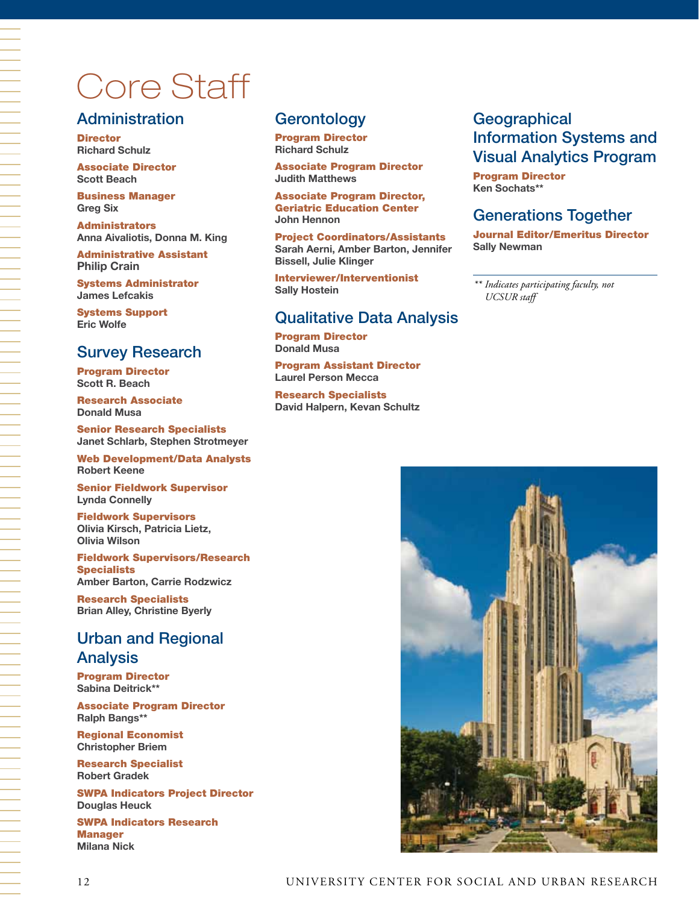# Core Staff

## Administration

**Director**
Richard Schulz

**Associate Director**
Scott Beach

**Business Manager**
Greg Six

**Administrators**
Anna Aivaliotis, Donna M. King

**Administrative Assistant**
Philip Crain

**Systems Administrator**
James Lefcakis

**Systems Support**
Eric Wolfe

## Survey Research

**Program Director**
Scott R. Beach

**Research Associate**
Donald Musa

**Senior Research Specialists**
Janet Schlarb, Stephen Strotmeyer

**Web Development/Data Analysts**
Robert Keene

**Senior Fieldwork Supervisor**
Lynda Connelly

**Fieldwork Supervisors**
Olivia Kirsch, Patricia Lietz, Olivia Wilson

**Fieldwork Supervisors/Research Specialists**
Amber Barton, Carrie Rodzwicz

**Research Specialists**
Brian Alley, Christine Byerly

## Urban and Regional Analysis

**Program Director**
Sabina Deitrick**

**Associate Program Director**
Ralph Bangs**

**Regional Economist**
Christopher Briem

**Research Specialist**
Robert Gradek

**SWPA Indicators Project Director**
Douglas Heuck

**SWPA Indicators Research Manager**
Milana Nick

## Gerontology

**Program Director**
Richard Schulz

**Associate Program Director**
Judith Matthews

**Associate Program Director, Geriatric Education Center**
John Hennon

**Project Coordinators/Assistants**
Sarah Aerni, Amber Barton, Jennifer Bissell, Julie Klinger

**Interviewer/Interventionist**
Sally Hostein

## Qualitative Data Analysis

**Program Director**
Donald Musa

**Program Assistant Director**
Laurel Person Mecca

**Research Specialists**
David Halpern, Kevan Schultz

## Geographical Information Systems and Visual Analytics Program

**Program Director**
Ken Sochats**

## Generations Together

**Journal Editor/Emeritus Director**
Sally Newman

*** Indicates participating faculty, not UCSUR staff*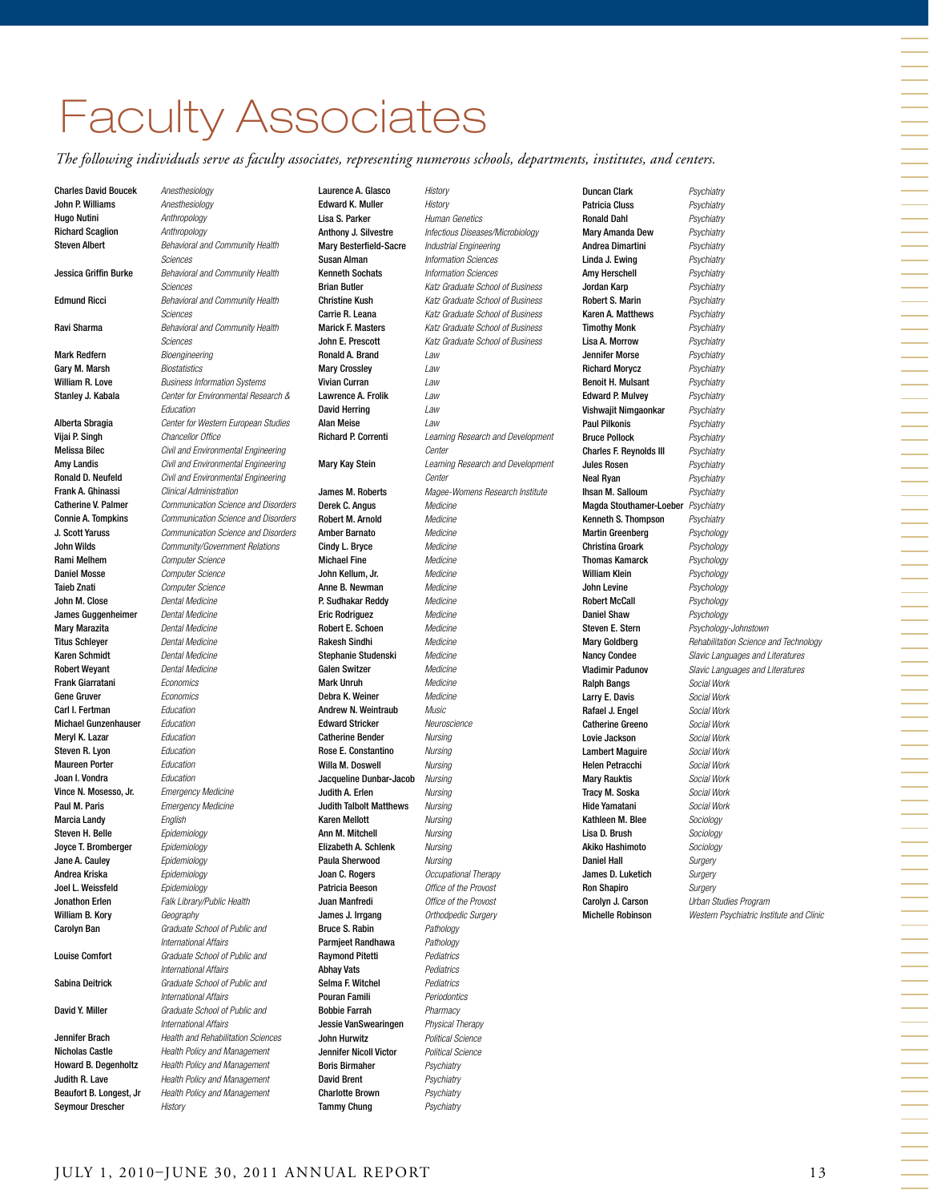# Faculty Associates

*The following individuals serve as faculty associates, representing numerous schools, departments, institutes, and centers.*

| Name | Department |
|---|---|
| Charles David Boucek | *Anesthesiology* |
| John P. Williams | *Anesthesiology* |
| Hugo Nutini | *Anthropology* |
| Richard Scaglion | *Anthropology* |
| Steven Albert | *Behavioral and Community Health Sciences* |
| Jessica Griffin Burke | *Behavioral and Community Health Sciences* |
| Edmund Ricci | *Behavioral and Community Health Sciences* |
| Ravi Sharma | *Behavioral and Community Health Sciences* |
| Mark Redfern | *Bioengineering* |
| Gary M. Marsh | *Biostatistics* |
| William R. Love | *Business Information Systems* |
| Stanley J. Kabala | *Center for Environmental Research & Education* |
| Alberta Sbragia | *Center for Western European Studies* |
| Vijai P. Singh | *Chancellor Office* |
| Melissa Bilec | *Civil and Environmental Engineering* |
| Amy Landis | *Civil and Environmental Engineering* |
| Ronald D. Neufeld | *Civil and Environmental Engineering* |
| Frank A. Ghinassi | *Clinical Administration* |
| Catherine V. Palmer | *Communication Science and Disorders* |
| Connie A. Tompkins | *Communication Science and Disorders* |
| J. Scott Yaruss | *Communication Science and Disorders* |
| John Wilds | *Community/Government Relations* |
| Rami Melhem | *Computer Science* |
| Daniel Mosse | *Computer Science* |
| Taieb Znati | *Computer Science* |
| John M. Close | *Dental Medicine* |
| James Guggenheimer | *Dental Medicine* |
| Mary Marazita | *Dental Medicine* |
| Titus Schleyer | *Dental Medicine* |
| Karen Schmidt | *Dental Medicine* |
| Robert Weyant | *Dental Medicine* |
| Frank Giarratani | *Economics* |
| Gene Gruver | *Economics* |
| Carl I. Fertman | *Education* |
| Michael Gunzenhauser | *Education* |
| Meryl K. Lazar | *Education* |
| Steven R. Lyon | *Education* |
| Maureen Porter | *Education* |
| Joan I. Vondra | *Education* |
| Vince N. Mosesso, Jr. | *Emergency Medicine* |
| Paul M. Paris | *Emergency Medicine* |
| Marcia Landy | *English* |
| Steven H. Belle | *Epidemiology* |
| Joyce T. Bromberger | *Epidemiology* |
| Jane A. Cauley | *Epidemiology* |
| Andrea Kriska | *Epidemiology* |
| Joel L. Weissfeld | *Epidemiology* |
| Jonathon Erlen | *Falk Library/Public Health* |
| William B. Kory | *Geography* |
| Carolyn Ban | *Graduate School of Public and International Affairs* |
| Louise Comfort | *Graduate School of Public and International Affairs* |
| Sabina Deitrick | *Graduate School of Public and International Affairs* |
| David Y. Miller | *Graduate School of Public and International Affairs* |
| Jennifer Brach | *Health and Rehabilitation Sciences* |
| Nicholas Castle | *Health Policy and Management* |
| Howard B. Degenholtz | *Health Policy and Management* |
| Judith R. Lave | *Health Policy and Management* |
| Beaufort B. Longest, Jr | *Health Policy and Management* |
| Seymour Drescher | *History* |
| Laurence A. Glasco | *History* |
| Edward K. Muller | *History* |
| Lisa S. Parker | *Human Genetics* |
| Anthony J. Silvestre | *Infectious Diseases/Microbiology* |
| Mary Besterfield-Sacre | *Industrial Engineering* |
| Susan Alman | *Information Sciences* |
| Kenneth Sochats | *Information Sciences* |
| Brian Butler | *Katz Graduate School of Business* |
| Christine Kush | *Katz Graduate School of Business* |
| Carrie R. Leana | *Katz Graduate School of Business* |
| Marick F. Masters | *Katz Graduate School of Business* |
| John E. Prescott | *Katz Graduate School of Business* |
| Ronald A. Brand | *Law* |
| Mary Crossley | *Law* |
| Vivian Curran | *Law* |
| Lawrence A. Frolik | *Law* |
| David Herring | *Law* |
| Alan Meise | *Law* |
| Richard P. Correnti | *Learning Research and Development Center* |
| Mary Kay Stein | *Learning Research and Development Center* |
| James M. Roberts | *Magee-Womens Research Institute* |
| Derek C. Angus | *Medicine* |
| Robert M. Arnold | *Medicine* |
| Amber Barnato | *Medicine* |
| Cindy L. Bryce | *Medicine* |
| Michael Fine | *Medicine* |
| John Kellum, Jr. | *Medicine* |
| Anne B. Newman | *Medicine* |
| P. Sudhakar Reddy | *Medicine* |
| Eric Rodriguez | *Medicine* |
| Robert E. Schoen | *Medicine* |
| Rakesh Sindhi | *Medicine* |
| Stephanie Studenski | *Medicine* |
| Galen Switzer | *Medicine* |
| Mark Unruh | *Medicine* |
| Debra K. Weiner | *Medicine* |
| Andrew N. Weintraub | *Music* |
| Edward Stricker | *Neuroscience* |
| Catherine Bender | *Nursing* |
| Rose E. Constantino | *Nursing* |
| Willa M. Doswell | *Nursing* |
| Jacqueline Dunbar-Jacob | *Nursing* |
| Judith A. Erlen | *Nursing* |
| Judith Talbolt Matthews | *Nursing* |
| Karen Mellott | *Nursing* |
| Ann M. Mitchell | *Nursing* |
| Elizabeth A. Schlenk | *Nursing* |
| Paula Sherwood | *Nursing* |
| Joan C. Rogers | *Occupational Therapy* |
| Patricia Beeson | *Office of the Provost* |
| Juan Manfredi | *Office of the Provost* |
| James J. Irrgang | *Orthopedic Surgery* |
| Bruce S. Rabin | *Pathology* |
| Parmjeet Randhawa | *Pathology* |
| Raymond Pitetti | *Pediatrics* |
| Abhay Vats | *Pediatrics* |
| Selma F. Witchel | *Pediatrics* |
| Pouran Famili | *Periodontics* |
| Bobbie Farrah | *Pharmacy* |
| Jessie VanSwearingen | *Physical Therapy* |
| John Hurwitz | *Political Science* |
| Jennifer Nicoll Victor | *Political Science* |
| Boris Birmaher | *Psychiatry* |
| David Brent | *Psychiatry* |
| Charlotte Brown | *Psychiatry* |
| Tammy Chung | *Psychiatry* |
| Duncan Clark | *Psychiatry* |
| Patricia Cluss | *Psychiatry* |
| Ronald Dahl | *Psychiatry* |
| Mary Amanda Dew | *Psychiatry* |
| Andrea Dimartini | *Psychiatry* |
| Linda J. Ewing | *Psychiatry* |
| Amy Herschell | *Psychiatry* |
| Jordan Karp | *Psychiatry* |
| Robert S. Marin | *Psychiatry* |
| Karen A. Matthews | *Psychiatry* |
| Timothy Monk | *Psychiatry* |
| Lisa A. Morrow | *Psychiatry* |
| Jennifer Morse | *Psychiatry* |
| Richard Morycz | *Psychiatry* |
| Benoit H. Mulsant | *Psychiatry* |
| Edward P. Mulvey | *Psychiatry* |
| Vishwajit Nimgaonkar | *Psychiatry* |
| Paul Pilkonis | *Psychiatry* |
| Bruce Pollock | *Psychiatry* |
| Charles F. Reynolds III | *Psychiatry* |
| Jules Rosen | *Psychiatry* |
| Neal Ryan | *Psychiatry* |
| Ihsan M. Salloum | *Psychiatry* |
| Magda Stouthamer-Loeber | *Psychiatry* |
| Kenneth S. Thompson | *Psychiatry* |
| Martin Greenberg | *Psychology* |
| Christina Groark | *Psychology* |
| Thomas Kamarck | *Psychology* |
| William Klein | *Psychology* |
| John Levine | *Psychology* |
| Robert McCall | *Psychology* |
| Daniel Shaw | *Psychology* |
| Steven E. Stern | *Psychology-Johnstown* |
| Mary Goldberg | *Rehabilitation Science and Technology* |
| Nancy Condee | *Slavic Languages and Literatures* |
| Vladimir Padunov | *Slavic Languages and Literatures* |
| Ralph Bangs | *Social Work* |
| Larry E. Davis | *Social Work* |
| Rafael J. Engel | *Social Work* |
| Catherine Greeno | *Social Work* |
| Lovie Jackson | *Social Work* |
| Lambert Maguire | *Social Work* |
| Helen Petracchi | *Social Work* |
| Mary Rauktis | *Social Work* |
| Tracy M. Soska | *Social Work* |
| Hide Yamatani | *Social Work* |
| Kathleen M. Blee | *Sociology* |
| Lisa D. Brush | *Sociology* |
| Akiko Hashimoto | *Sociology* |
| Daniel Hall | *Surgery* |
| James D. Luketich | *Surgery* |
| Ron Shapiro | *Surgery* |
| Carolyn J. Carson | *Urban Studies Program* |
| Michelle Robinson | *Western Psychiatric Institute and Clinic* |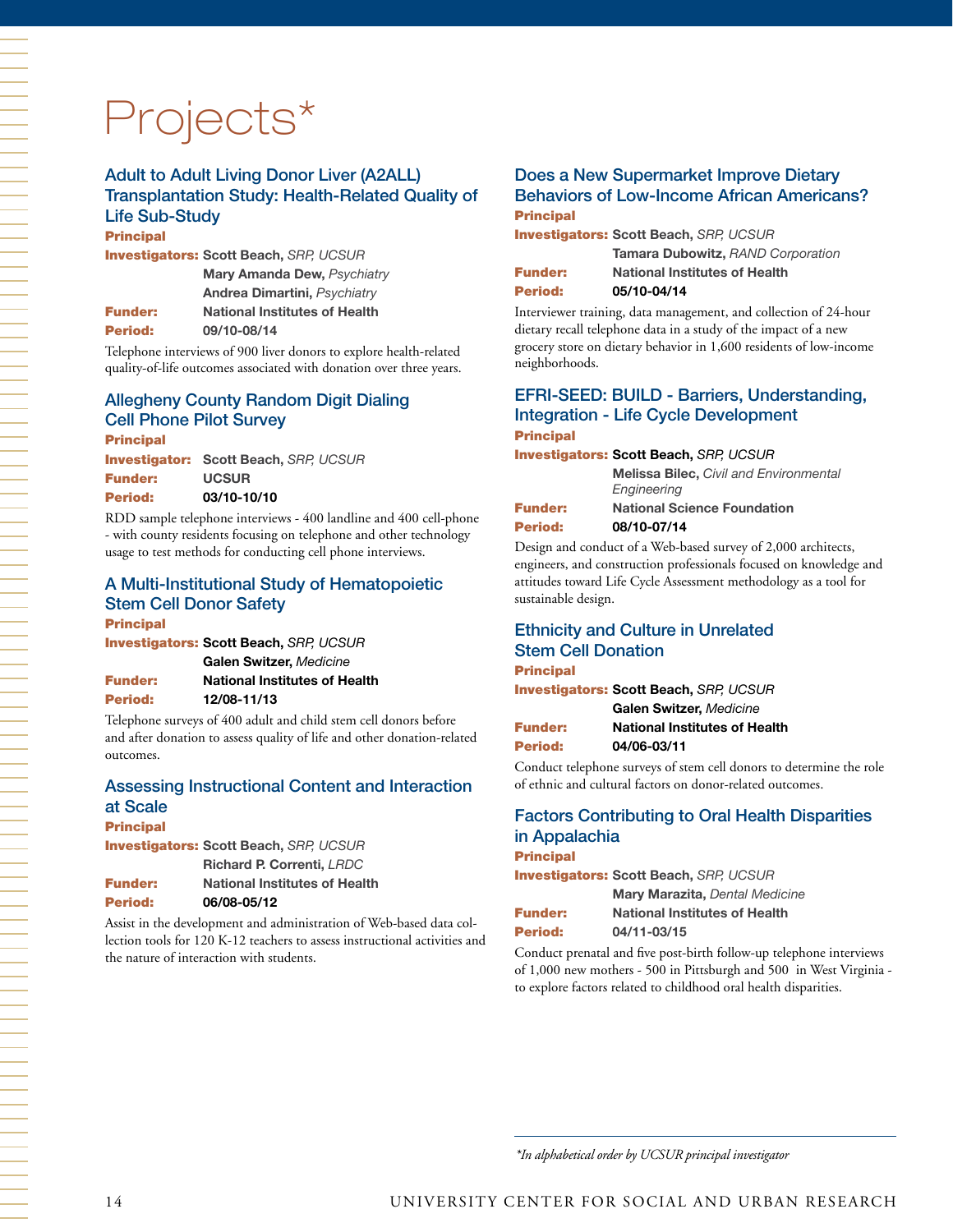# Projects*

## Adult to Adult Living Donor Liver (A2ALL) Transplantation Study: Health-Related Quality of Life Sub-Study

**Principal Investigators:** **Scott Beach,** *SRP, UCSUR*
**Mary Amanda Dew,** *Psychiatry*
**Andrea Dimartini,** *Psychiatry*
**Funder:** **National Institutes of Health**
**Period:** **09/10-08/14**

Telephone interviews of 900 liver donors to explore health-related quality-of-life outcomes associated with donation over three years.

## Allegheny County Random Digit Dialing Cell Phone Pilot Survey

**Principal Investigator:** **Scott Beach,** *SRP, UCSUR*
**Funder:** **UCSUR**
**Period:** **03/10-10/10**

RDD sample telephone interviews - 400 landline and 400 cell-phone - with county residents focusing on telephone and other technology usage to test methods for conducting cell phone interviews.

## A Multi-Institutional Study of Hematopoietic Stem Cell Donor Safety

**Principal Investigators:** **Scott Beach,** *SRP, UCSUR*
**Galen Switzer,** *Medicine*
**Funder:** **National Institutes of Health**
**Period:** **12/08-11/13**

Telephone surveys of 400 adult and child stem cell donors before and after donation to assess quality of life and other donation-related outcomes.

## Assessing Instructional Content and Interaction at Scale

**Principal Investigators:** **Scott Beach,** *SRP, UCSUR*
**Richard P. Correnti,** *LRDC*
**Funder:** **National Institutes of Health**
**Period:** **06/08-05/12**

Assist in the development and administration of Web-based data collection tools for 120 K-12 teachers to assess instructional activities and the nature of interaction with students.

## Does a New Supermarket Improve Dietary Behaviors of Low-Income African Americans?

**Principal Investigators:** **Scott Beach,** *SRP, UCSUR*
**Tamara Dubowitz,** *RAND Corporation*
**Funder:** **National Institutes of Health**
**Period:** **05/10-04/14**

Interviewer training, data management, and collection of 24-hour dietary recall telephone data in a study of the impact of a new grocery store on dietary behavior in 1,600 residents of low-income neighborhoods.

## EFRI-SEED: BUILD - Barriers, Understanding, Integration - Life Cycle Development

**Principal Investigators:** **Scott Beach,** *SRP, UCSUR*
**Melissa Bilec,** *Civil and Environmental Engineering*
**Funder:** **National Science Foundation**
**Period:** **08/10-07/14**

Design and conduct of a Web-based survey of 2,000 architects, engineers, and construction professionals focused on knowledge and attitudes toward Life Cycle Assessment methodology as a tool for sustainable design.

## Ethnicity and Culture in Unrelated Stem Cell Donation

**Principal Investigators:** **Scott Beach,** *SRP, UCSUR*
**Galen Switzer,** *Medicine*
**Funder:** **National Institutes of Health**
**Period:** **04/06-03/11**

Conduct telephone surveys of stem cell donors to determine the role of ethnic and cultural factors on donor-related outcomes.

## Factors Contributing to Oral Health Disparities in Appalachia

**Principal Investigators:** **Scott Beach,** *SRP, UCSUR*
**Mary Marazita,** *Dental Medicine*
**Funder:** **National Institutes of Health**
**Period:** **04/11-03/15**

Conduct prenatal and five post-birth follow-up telephone interviews of 1,000 new mothers - 500 in Pittsburgh and 500 in West Virginia - to explore factors related to childhood oral health disparities.

---

*\*In alphabetical order by UCSUR principal investigator*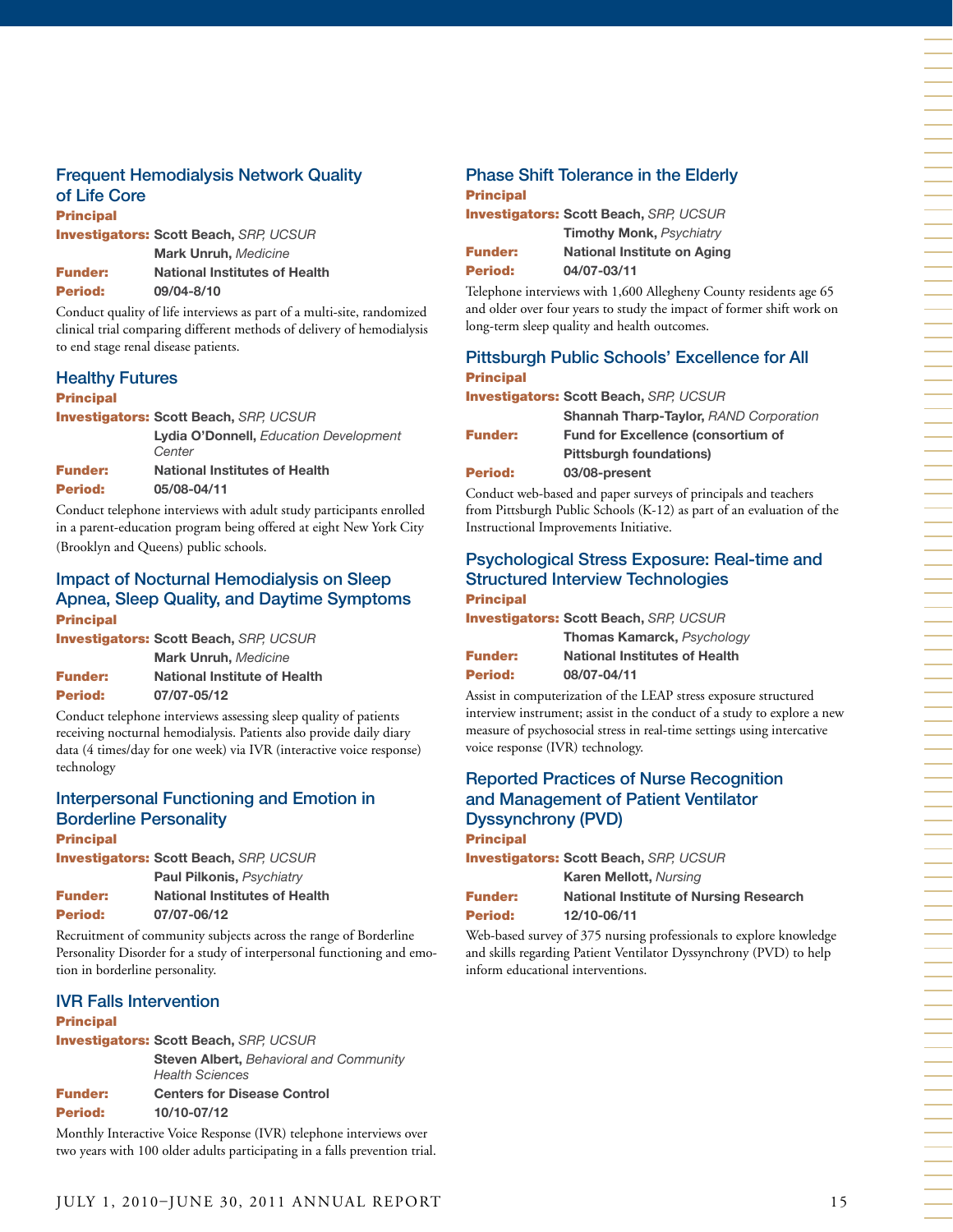### Frequent Hemodialysis Network Quality of Life Core

**Principal Investigators:** **Scott Beach,** *SRP, UCSUR*
**Mark Unruh,** *Medicine*
**Funder:** **National Institutes of Health**
**Period:** **09/04-8/10**

Conduct quality of life interviews as part of a multi-site, randomized clinical trial comparing different methods of delivery of hemodialysis to end stage renal disease patients.

### Healthy Futures

**Principal Investigators:** **Scott Beach,** *SRP, UCSUR*
**Lydia O'Donnell,** *Education Development Center*
**Funder:** **National Institutes of Health**
**Period:** **05/08-04/11**

Conduct telephone interviews with adult study participants enrolled in a parent-education program being offered at eight New York City (Brooklyn and Queens) public schools.

### Impact of Nocturnal Hemodialysis on Sleep Apnea, Sleep Quality, and Daytime Symptoms

**Principal Investigators:** **Scott Beach,** *SRP, UCSUR*
**Mark Unruh,** *Medicine*
**Funder:** **National Institute of Health**
**Period:** **07/07-05/12**

Conduct telephone interviews assessing sleep quality of patients receiving nocturnal hemodialysis. Patients also provide daily diary data (4 times/day for one week) via IVR (interactive voice response) technology

### Interpersonal Functioning and Emotion in Borderline Personality

**Principal Investigators:** **Scott Beach,** *SRP, UCSUR*
**Paul Pilkonis,** *Psychiatry*
**Funder:** **National Institutes of Health**
**Period:** **07/07-06/12**

Recruitment of community subjects across the range of Borderline Personality Disorder for a study of interpersonal functioning and emotion in borderline personality.

### IVR Falls Intervention

**Principal Investigators:** **Scott Beach,** *SRP, UCSUR*
**Steven Albert,** *Behavioral and Community Health Sciences*
**Funder:** **Centers for Disease Control**
**Period:** **10/10-07/12**

Monthly Interactive Voice Response (IVR) telephone interviews over two years with 100 older adults participating in a falls prevention trial.

### Phase Shift Tolerance in the Elderly

**Principal Investigators:** **Scott Beach,** *SRP, UCSUR*
**Timothy Monk,** *Psychiatry*
**Funder:** **National Institute on Aging**
**Period:** **04/07-03/11**

Telephone interviews with 1,600 Allegheny County residents age 65 and older over four years to study the impact of former shift work on long-term sleep quality and health outcomes.

### Pittsburgh Public Schools' Excellence for All

**Principal Investigators:** **Scott Beach,** *SRP, UCSUR*
**Shannah Tharp-Taylor,** *RAND Corporation*
**Funder:** **Fund for Excellence (consortium of Pittsburgh foundations)**
**Period:** **03/08-present**

Conduct web-based and paper surveys of principals and teachers from Pittsburgh Public Schools (K-12) as part of an evaluation of the Instructional Improvements Initiative.

### Psychological Stress Exposure: Real-time and Structured Interview Technologies

**Principal Investigators:** **Scott Beach,** *SRP, UCSUR*
**Thomas Kamarck,** *Psychology*
**Funder:** **National Institutes of Health**
**Period:** **08/07-04/11**

Assist in computerization of the LEAP stress exposure structured interview instrument; assist in the conduct of a study to explore a new measure of psychosocial stress in real-time settings using intercative voice response (IVR) technology.

### Reported Practices of Nurse Recognition and Management of Patient Ventilator Dyssynchrony (PVD)

**Principal Investigators:** **Scott Beach,** *SRP, UCSUR*
**Karen Mellott,** *Nursing*
**Funder:** **National Institute of Nursing Research**
**Period:** **12/10-06/11**

Web-based survey of 375 nursing professionals to explore knowledge and skills regarding Patient Ventilator Dyssynchrony (PVD) to help inform educational interventions.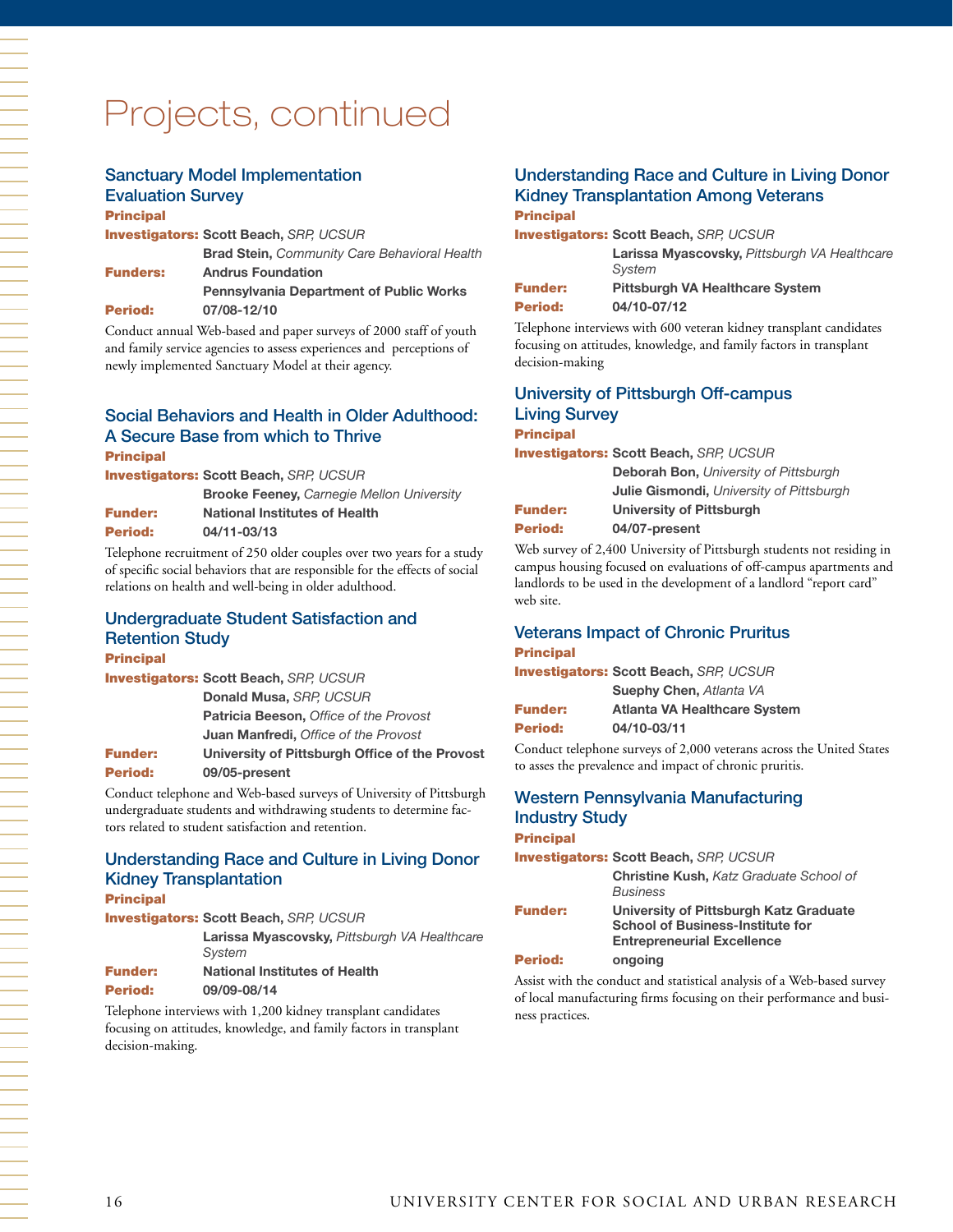# Projects, continued

## Sanctuary Model Implementation Evaluation Survey

**Principal Investigators:** **Scott Beach,** *SRP, UCSUR*
**Brad Stein,** *Community Care Behavioral Health*
**Funders:** **Andrus Foundation**
**Pennsylvania Department of Public Works**
**Period:** **07/08-12/10**

Conduct annual Web-based and paper surveys of 2000 staff of youth and family service agencies to assess experiences and perceptions of newly implemented Sanctuary Model at their agency.

## Social Behaviors and Health in Older Adulthood: A Secure Base from which to Thrive

**Principal Investigators:** **Scott Beach,** *SRP, UCSUR*
**Brooke Feeney,** *Carnegie Mellon University*
**Funder:** **National Institutes of Health**
**Period:** **04/11-03/13**

Telephone recruitment of 250 older couples over two years for a study of specific social behaviors that are responsible for the effects of social relations on health and well-being in older adulthood.

## Undergraduate Student Satisfaction and Retention Study

**Principal Investigators:** **Scott Beach,** *SRP, UCSUR*
**Donald Musa,** *SRP, UCSUR*
**Patricia Beeson,** *Office of the Provost*
**Juan Manfredi,** *Office of the Provost*
**Funder:** **University of Pittsburgh Office of the Provost**
**Period:** **09/05-present**

Conduct telephone and Web-based surveys of University of Pittsburgh undergraduate students and withdrawing students to determine factors related to student satisfaction and retention.

## Understanding Race and Culture in Living Donor Kidney Transplantation

**Principal Investigators:** **Scott Beach,** *SRP, UCSUR*
**Larissa Myascovsky,** *Pittsburgh VA Healthcare System*
**Funder:** **National Institutes of Health**
**Period:** **09/09-08/14**

Telephone interviews with 1,200 kidney transplant candidates focusing on attitudes, knowledge, and family factors in transplant decision-making.

## Understanding Race and Culture in Living Donor Kidney Transplantation Among Veterans

**Principal Investigators:** **Scott Beach,** *SRP, UCSUR*
**Larissa Myascovsky,** *Pittsburgh VA Healthcare System*
**Funder:** **Pittsburgh VA Healthcare System**
**Period:** **04/10-07/12**

Telephone interviews with 600 veteran kidney transplant candidates focusing on attitudes, knowledge, and family factors in transplant decision-making

## University of Pittsburgh Off-campus Living Survey

**Principal Investigators:** **Scott Beach,** *SRP, UCSUR*
**Deborah Bon,** *University of Pittsburgh*
**Julie Gismondi,** *University of Pittsburgh*
**Funder:** **University of Pittsburgh**
**Period:** **04/07-present**

Web survey of 2,400 University of Pittsburgh students not residing in campus housing focused on evaluations of off-campus apartments and landlords to be used in the development of a landlord "report card" web site.

## Veterans Impact of Chronic Pruritus

**Principal Investigators:** **Scott Beach,** *SRP, UCSUR*
**Suephy Chen,** *Atlanta VA*
**Funder:** **Atlanta VA Healthcare System**
**Period:** **04/10-03/11**

Conduct telephone surveys of 2,000 veterans across the United States to asses the prevalence and impact of chronic pruritis.

## Western Pennsylvania Manufacturing Industry Study

**Principal Investigators:** **Scott Beach,** *SRP, UCSUR*
**Christine Kush,** *Katz Graduate School of Business*
**Funder:** **University of Pittsburgh Katz Graduate School of Business-Institute for Entrepreneurial Excellence**
**Period:** **ongoing**

Assist with the conduct and statistical analysis of a Web-based survey of local manufacturing firms focusing on their performance and business practices.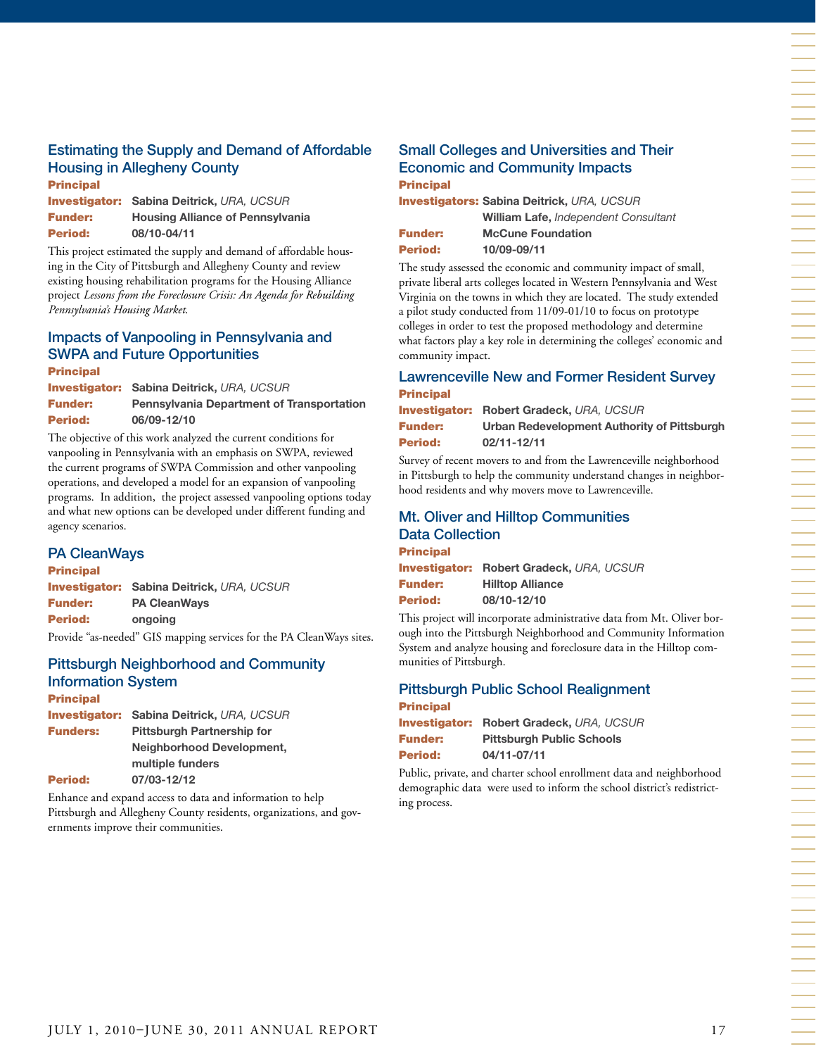### Estimating the Supply and Demand of Affordable Housing in Allegheny County

**Principal Investigator:** **Sabina Deitrick,** *URA, UCSUR*
**Funder:** **Housing Alliance of Pennsylvania**
**Period:** **08/10-04/11**

This project estimated the supply and demand of affordable housing in the City of Pittsburgh and Allegheny County and review existing housing rehabilitation programs for the Housing Alliance project *Lessons from the Foreclosure Crisis: An Agenda for Rebuilding Pennsylvania's Housing Market.*

### Impacts of Vanpooling in Pennsylvania and SWPA and Future Opportunities

**Principal Investigator:** **Sabina Deitrick,** *URA, UCSUR*
**Funder:** **Pennsylvania Department of Transportation**
**Period:** **06/09-12/10**

The objective of this work analyzed the current conditions for vanpooling in Pennsylvania with an emphasis on SWPA, reviewed the current programs of SWPA Commission and other vanpooling operations, and developed a model for an expansion of vanpooling programs. In addition, the project assessed vanpooling options today and what new options can be developed under different funding and agency scenarios.

### PA CleanWays

**Principal Investigator:** **Sabina Deitrick,** *URA, UCSUR*
**Funder:** **PA CleanWays**
**Period:** **ongoing**

Provide "as-needed" GIS mapping services for the PA CleanWays sites.

### Pittsburgh Neighborhood and Community Information System

**Principal Investigator:** **Sabina Deitrick,** *URA, UCSUR*
**Funders:** **Pittsburgh Partnership for Neighborhood Development, multiple funders**
**Period:** **07/03-12/12**

Enhance and expand access to data and information to help Pittsburgh and Allegheny County residents, organizations, and governments improve their communities.

### Small Colleges and Universities and Their Economic and Community Impacts

**Principal Investigators:** **Sabina Deitrick,** *URA, UCSUR*
**William Lafe,** *Independent Consultant*
**Funder:** **McCune Foundation**
**Period:** **10/09-09/11**

The study assessed the economic and community impact of small, private liberal arts colleges located in Western Pennsylvania and West Virginia on the towns in which they are located. The study extended a pilot study conducted from 11/09-01/10 to focus on prototype colleges in order to test the proposed methodology and determine what factors play a key role in determining the colleges' economic and community impact.

### Lawrenceville New and Former Resident Survey

**Principal Investigator:** **Robert Gradeck,** *URA, UCSUR*
**Funder:** **Urban Redevelopment Authority of Pittsburgh**
**Period:** **02/11-12/11**

Survey of recent movers to and from the Lawrenceville neighborhood in Pittsburgh to help the community understand changes in neighborhood residents and why movers move to Lawrenceville.

### Mt. Oliver and Hilltop Communities Data Collection

**Principal Investigator:** **Robert Gradeck,** *URA, UCSUR*
**Funder:** **Hilltop Alliance**
**Period:** **08/10-12/10**

This project will incorporate administrative data from Mt. Oliver borough into the Pittsburgh Neighborhood and Community Information System and analyze housing and foreclosure data in the Hilltop communities of Pittsburgh.

### Pittsburgh Public School Realignment

**Principal Investigator:** **Robert Gradeck,** *URA, UCSUR*
**Funder:** **Pittsburgh Public Schools**
**Period:** **04/11-07/11**

Public, private, and charter school enrollment data and neighborhood demographic data were used to inform the school district's redistricting process.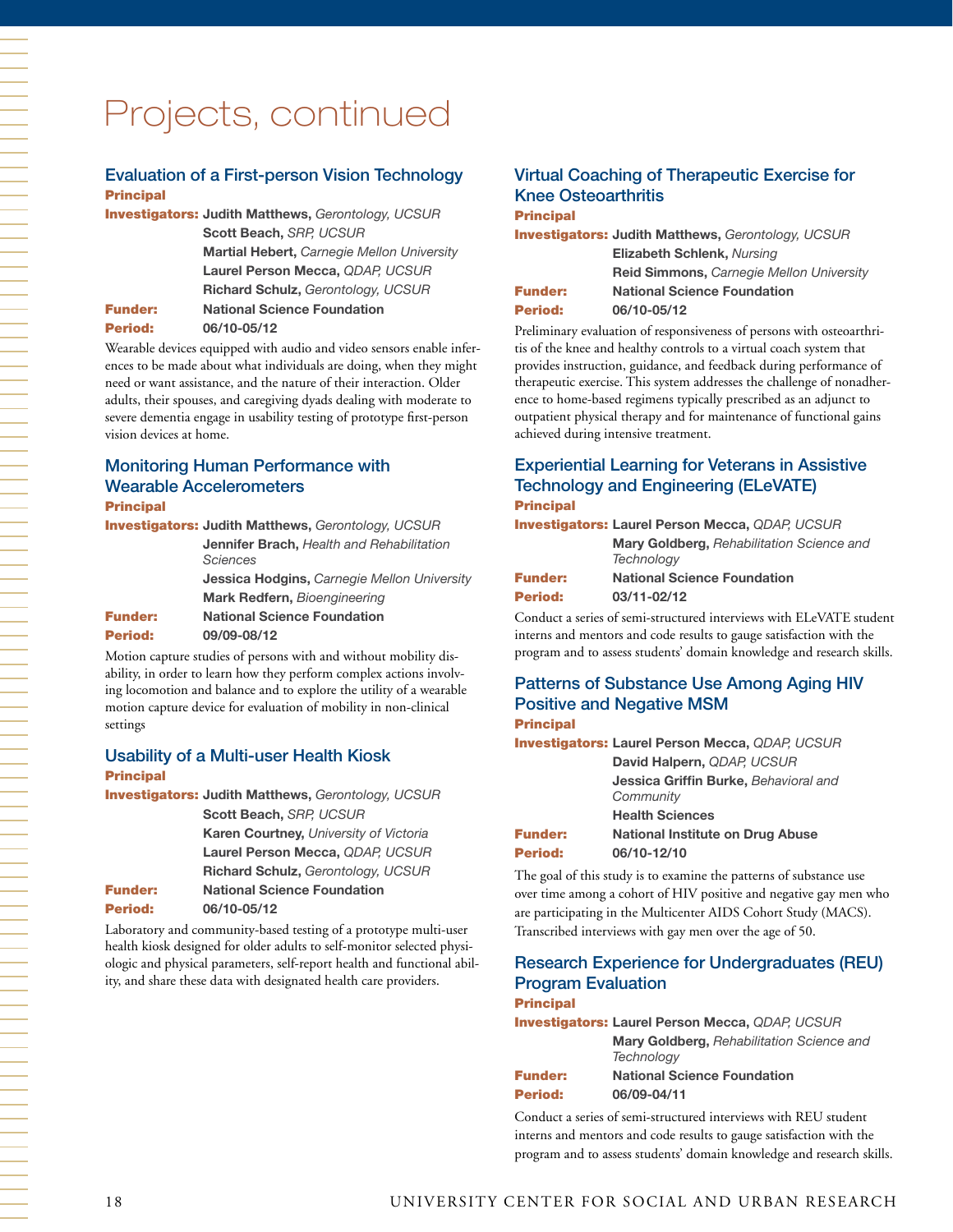# Projects, continued

## Evaluation of a First-person Vision Technology

**Principal Investigators:** **Judith Matthews,** *Gerontology, UCSUR*
**Scott Beach,** *SRP, UCSUR*
**Martial Hebert,** *Carnegie Mellon University*
**Laurel Person Mecca,** *QDAP, UCSUR*
**Richard Schulz,** *Gerontology, UCSUR*

**Funder:** **National Science Foundation**

**Period:** **06/10-05/12**

Wearable devices equipped with audio and video sensors enable inferences to be made about what individuals are doing, when they might need or want assistance, and the nature of their interaction. Older adults, their spouses, and caregiving dyads dealing with moderate to severe dementia engage in usability testing of prototype first-person vision devices at home.

## Monitoring Human Performance with Wearable Accelerometers

**Principal Investigators:** **Judith Matthews,** *Gerontology, UCSUR*
**Jennifer Brach,** *Health and Rehabilitation Sciences*
**Jessica Hodgins,** *Carnegie Mellon University*
**Mark Redfern,** *Bioengineering*

**Funder:** **National Science Foundation**

**Period:** **09/09-08/12**

Motion capture studies of persons with and without mobility disability, in order to learn how they perform complex actions involving locomotion and balance and to explore the utility of a wearable motion capture device for evaluation of mobility in non-clinical settings

## Usability of a Multi-user Health Kiosk

**Principal Investigators:** **Judith Matthews,** *Gerontology, UCSUR*
**Scott Beach,** *SRP, UCSUR*
**Karen Courtney,** *University of Victoria*
**Laurel Person Mecca,** *QDAP, UCSUR*
**Richard Schulz,** *Gerontology, UCSUR*

**Funder:** **National Science Foundation**

**Period:** **06/10-05/12**

Laboratory and community-based testing of a prototype multi-user health kiosk designed for older adults to self-monitor selected physiologic and physical parameters, self-report health and functional ability, and share these data with designated health care providers.

## Virtual Coaching of Therapeutic Exercise for Knee Osteoarthritis

**Principal Investigators:** **Judith Matthews,** *Gerontology, UCSUR*
**Elizabeth Schlenk,** *Nursing*
**Reid Simmons,** *Carnegie Mellon University*

**Funder:** **National Science Foundation**

**Period:** **06/10-05/12**

Preliminary evaluation of responsiveness of persons with osteoarthritis of the knee and healthy controls to a virtual coach system that provides instruction, guidance, and feedback during performance of therapeutic exercise. This system addresses the challenge of nonadherence to home-based regimens typically prescribed as an adjunct to outpatient physical therapy and for maintenance of functional gains achieved during intensive treatment.

## Experiential Learning for Veterans in Assistive Technology and Engineering (ELeVATE)

**Principal Investigators:** **Laurel Person Mecca,** *QDAP, UCSUR*
**Mary Goldberg,** *Rehabilitation Science and Technology*

**Funder:** **National Science Foundation**

**Period:** **03/11-02/12**

Conduct a series of semi-structured interviews with ELeVATE student interns and mentors and code results to gauge satisfaction with the program and to assess students' domain knowledge and research skills.

## Patterns of Substance Use Among Aging HIV Positive and Negative MSM

**Principal Investigators:** **Laurel Person Mecca,** *QDAP, UCSUR*
**David Halpern,** *QDAP, UCSUR*
**Jessica Griffin Burke,** *Behavioral and Community* **Health Sciences**

**Funder:** **National Institute on Drug Abuse**

**Period:** **06/10-12/10**

The goal of this study is to examine the patterns of substance use over time among a cohort of HIV positive and negative gay men who are participating in the Multicenter AIDS Cohort Study (MACS). Transcribed interviews with gay men over the age of 50.

## Research Experience for Undergraduates (REU) Program Evaluation

**Principal Investigators:** **Laurel Person Mecca,** *QDAP, UCSUR*
**Mary Goldberg,** *Rehabilitation Science and Technology*

**Funder:** **National Science Foundation**

**Period:** **06/09-04/11**

Conduct a series of semi-structured interviews with REU student interns and mentors and code results to gauge satisfaction with the program and to assess students' domain knowledge and research skills.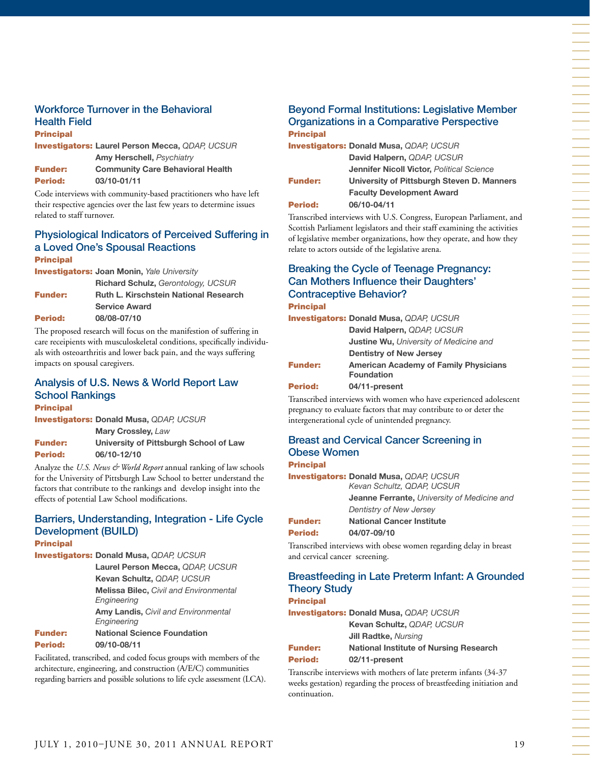### Workforce Turnover in the Behavioral Health Field

**Principal Investigators:** **Laurel Person Mecca,** *QDAP, UCSUR*
**Amy Herschell,** *Psychiatry*
**Funder:** **Community Care Behavioral Health**
**Period:** **03/10-01/11**

Code interviews with community-based practitioners who have left their respective agencies over the last few years to determine issues related to staff turnover.

### Physiological Indicators of Perceived Suffering in a Loved One's Spousal Reactions

**Principal Investigators:** **Joan Monin,** *Yale University*
**Richard Schulz,** *Gerontology, UCSUR*
**Funder:** **Ruth L. Kirschstein National Research Service Award**
**Period:** **08/08-07/10**

The proposed research will focus on the manifestion of suffering in care receipients with musculoskeletal conditions, specifically individuals with osteoarthritis and lower back pain, and the ways suffering impacts on spousal caregivers.

### Analysis of U.S. News & World Report Law School Rankings

**Principal Investigators:** **Donald Musa,** *QDAP, UCSUR*
**Mary Crossley,** *Law*
**Funder:** **University of Pittsburgh School of Law**
**Period:** **06/10-12/10**

Analyze the *U.S. News & World Report* annual ranking of law schools for the University of Pittsburgh Law School to better understand the factors that contribute to the rankings and develop insight into the effects of potential Law School modifications.

### Barriers, Understanding, Integration - Life Cycle Development (BUILD)

**Principal Investigators:** **Donald Musa,** *QDAP, UCSUR*
**Laurel Person Mecca,** *QDAP, UCSUR*
**Kevan Schultz,** *QDAP, UCSUR*
**Melissa Bilec,** *Civil and Environmental Engineering*
**Amy Landis,** *Civil and Environmental Engineering*
**Funder:** **National Science Foundation**
**Period:** **09/10-08/11**

Facilitated, transcribed, and coded focus groups with members of the architecture, engineering, and construction (A/E/C) communities regarding barriers and possible solutions to life cycle assessment (LCA).

### Beyond Formal Institutions: Legislative Member Organizations in a Comparative Perspective

**Principal Investigators:** **Donald Musa,** *QDAP, UCSUR*
**David Halpern,** *QDAP, UCSUR*
**Jennifer Nicoll Victor,** *Political Science*
**Funder:** **University of Pittsburgh Steven D. Manners Faculty Development Award**
**Period:** **06/10-04/11**

Transcribed interviews with U.S. Congress, European Parliament, and Scottish Parliament legislators and their staff examining the activities of legislative member organizations, how they operate, and how they relate to actors outside of the legislative arena.

### Breaking the Cycle of Teenage Pregnancy: Can Mothers Influence their Daughters' Contraceptive Behavior?

**Principal Investigators:** **Donald Musa,** *QDAP, UCSUR*
**David Halpern,** *QDAP, UCSUR*
**Justine Wu,** *University of Medicine and* **Dentistry of New Jersey**
**Funder:** **American Academy of Family Physicians Foundation**
**Period:** **04/11-present**

Transcribed interviews with women who have experienced adolescent pregnancy to evaluate factors that may contribute to or deter the intergenerational cycle of unintended pregnancy.

### Breast and Cervical Cancer Screening in Obese Women

**Principal Investigators:** **Donald Musa,** *QDAP, UCSUR*
*Kevan Schultz, QDAP, UCSUR*
**Jeanne Ferrante,** *University of Medicine and Dentistry of New Jersey*
**Funder:** **National Cancer Institute**
**Period:** **04/07-09/10**

Transcribed interviews with obese women regarding delay in breast and cervical cancer screening.

### Breastfeeding in Late Preterm Infant: A Grounded Theory Study

**Principal Investigators:** **Donald Musa,** *QDAP, UCSUR*
**Kevan Schultz,** *QDAP, UCSUR*
**Jill Radtke,** *Nursing*
**Funder:** **National Institute of Nursing Research**
**Period:** **02/11-present**

Transcribe interviews with mothers of late preterm infants (34-37 weeks gestation) regarding the process of breastfeeding initiation and continuation.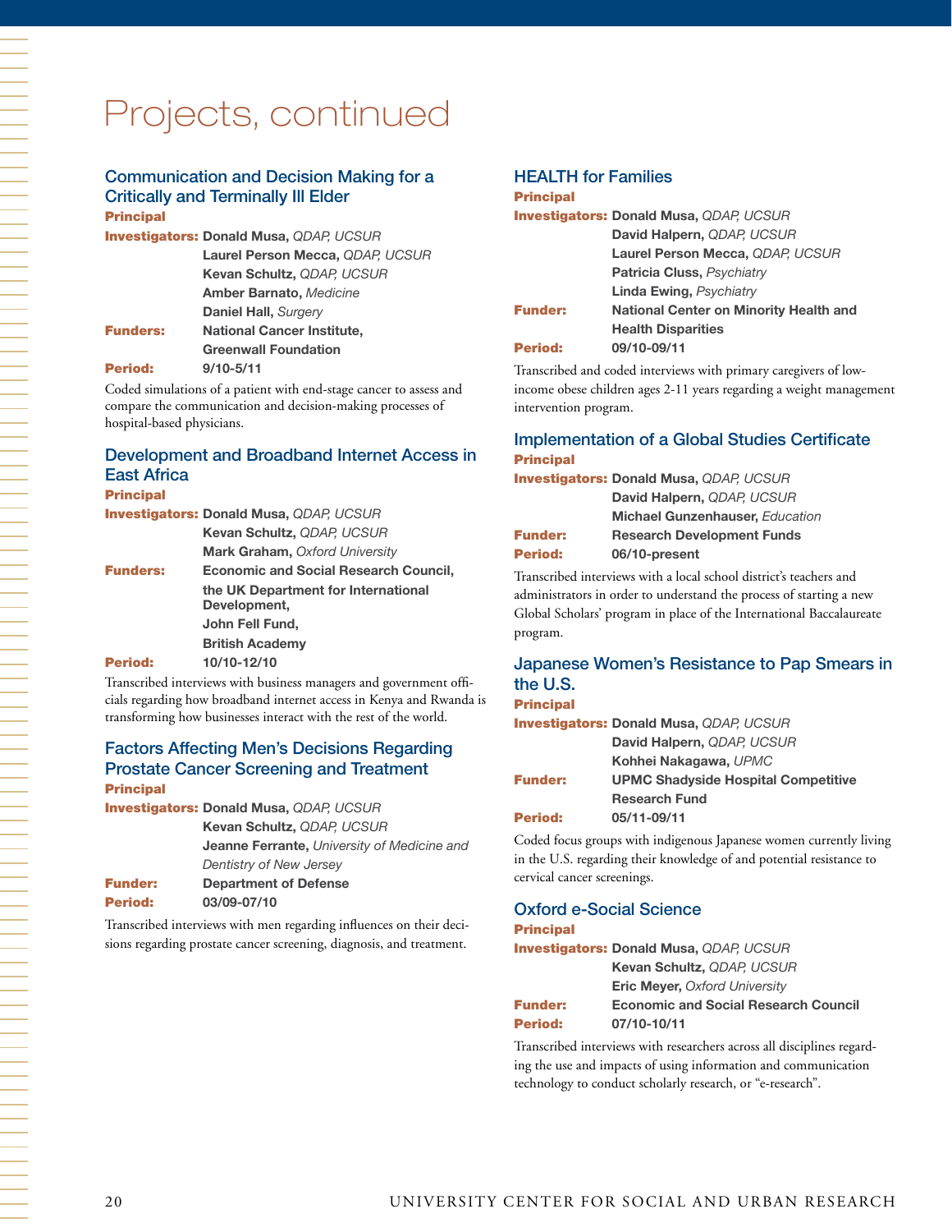# Projects, continued

## Communication and Decision Making for a Critically and Terminally Ill Elder

**Principal Investigators:** **Donald Musa,** *QDAP, UCSUR*
**Laurel Person Mecca,** *QDAP, UCSUR*
**Kevan Schultz,** *QDAP, UCSUR*
**Amber Barnato,** *Medicine*
**Daniel Hall,** *Surgery*

**Funders:** **National Cancer Institute, Greenwall Foundation**

**Period:** **9/10-5/11**

Coded simulations of a patient with end-stage cancer to assess and compare the communication and decision-making processes of hospital-based physicians.

## Development and Broadband Internet Access in East Africa

**Principal Investigators:** **Donald Musa,** *QDAP, UCSUR*
**Kevan Schultz,** *QDAP, UCSUR*
**Mark Graham,** *Oxford University*

**Funders:** **Economic and Social Research Council, the UK Department for International Development, John Fell Fund, British Academy**

**Period:** **10/10-12/10**

Transcribed interviews with business managers and government officials regarding how broadband internet access in Kenya and Rwanda is transforming how businesses interact with the rest of the world.

## Factors Affecting Men's Decisions Regarding Prostate Cancer Screening and Treatment

**Principal Investigators:** **Donald Musa,** *QDAP, UCSUR*
**Kevan Schultz,** *QDAP, UCSUR*
**Jeanne Ferrante,** *University of Medicine and Dentistry of New Jersey*

**Funder:** **Department of Defense**

**Period:** **03/09-07/10**

Transcribed interviews with men regarding influences on their decisions regarding prostate cancer screening, diagnosis, and treatment.

## HEALTH for Families

**Principal Investigators:** **Donald Musa,** *QDAP, UCSUR*
**David Halpern,** *QDAP, UCSUR*
**Laurel Person Mecca,** *QDAP, UCSUR*
**Patricia Cluss,** *Psychiatry*
**Linda Ewing,** *Psychiatry*

**Funder:** **National Center on Minority Health and Health Disparities**

**Period:** **09/10-09/11**

Transcribed and coded interviews with primary caregivers of low-income obese children ages 2-11 years regarding a weight management intervention program.

## Implementation of a Global Studies Certificate

**Principal Investigators:** **Donald Musa,** *QDAP, UCSUR*
**David Halpern,** *QDAP, UCSUR*
**Michael Gunzenhauser,** *Education*

**Funder:** **Research Development Funds**

**Period:** **06/10-present**

Transcribed interviews with a local school district's teachers and administrators in order to understand the process of starting a new Global Scholars' program in place of the International Baccalaureate program.

## Japanese Women's Resistance to Pap Smears in the U.S.

**Principal Investigators:** **Donald Musa,** *QDAP, UCSUR*
**David Halpern,** *QDAP, UCSUR*
**Kohhei Nakagawa,** *UPMC*

**Funder:** **UPMC Shadyside Hospital Competitive Research Fund**

**Period:** **05/11-09/11**

Coded focus groups with indigenous Japanese women currently living in the U.S. regarding their knowledge of and potential resistance to cervical cancer screenings.

## Oxford e-Social Science

**Principal Investigators:** **Donald Musa,** *QDAP, UCSUR*
**Kevan Schultz,** *QDAP, UCSUR*
**Eric Meyer,** *Oxford University*

**Funder:** **Economic and Social Research Council**

**Period:** **07/10-10/11**

Transcribed interviews with researchers across all disciplines regarding the use and impacts of using information and communication technology to conduct scholarly research, or "e-research".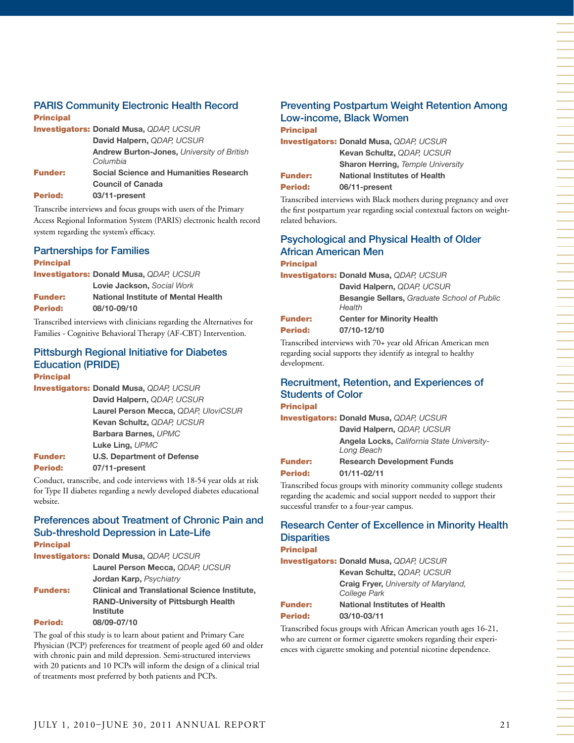### PARIS Community Electronic Health Record

**Principal Investigators:** **Donald Musa,** *QDAP, UCSUR*
**David Halpern,** *QDAP, UCSUR*
**Andrew Burton-Jones,** *University of British Columbia*

**Funder:** **Social Science and Humanities Research Council of Canada**

**Period:** **03/11-present**

Transcribe interviews and focus groups with users of the Primary Access Regional Information System (PARIS) electronic health record system regarding the system's efficacy.

### Partnerships for Families

**Principal Investigators:** **Donald Musa,** *QDAP, UCSUR*
**Lovie Jackson,** *Social Work*

**Funder:** **National Institute of Mental Health**

**Period:** **08/10-09/10**

Transcribed interviews with clinicians regarding the Alternatives for Families - Cognitive Behavioral Therapy (AF-CBT) Intervention.

### Pittsburgh Regional Initiative for Diabetes Education (PRIDE)

**Principal Investigators:** **Donald Musa,** *QDAP, UCSUR*
**David Halpern,** *QDAP, UCSUR*
**Laurel Person Mecca,** *QDAP, UloviCSUR*
**Kevan Schultz,** *QDAP, UCSUR*
**Barbara Barnes,** *UPMC*
**Luke Ling,** *UPMC*

**Funder:** **U.S. Department of Defense**

**Period:** **07/11-present**

Conduct, transcribe, and code interviews with 18-54 year olds at risk for Type II diabetes regarding a newly developed diabetes educational website.

### Preferences about Treatment of Chronic Pain and Sub-threshold Depression in Late-Life

**Principal Investigators:** **Donald Musa,** *QDAP, UCSUR*
**Laurel Person Mecca,** *QDAP, UCSUR*
**Jordan Karp,** *Psychiatry*

**Funders:** **Clinical and Translational Science Institute, RAND-University of Pittsburgh Health Institute**

**Period:** **08/09-07/10**

The goal of this study is to learn about patient and Primary Care Physician (PCP) preferences for treatment of people aged 60 and older with chronic pain and mild depression. Semi-structured interviews with 20 patients and 10 PCPs will inform the design of a clinical trial of treatments most preferred by both patients and PCPs.

### Preventing Postpartum Weight Retention Among Low-income, Black Women

**Principal Investigators:** **Donald Musa,** *QDAP, UCSUR*
**Kevan Schultz,** *QDAP, UCSUR*
**Sharon Herring,** *Temple University*

**Funder:** **National Institutes of Health**

**Period:** **06/11-present**

Transcribed interviews with Black mothers during pregnancy and over the first postpartum year regarding social contextual factors on weight-related behaviors.

### Psychological and Physical Health of Older African American Men

**Principal Investigators:** **Donald Musa,** *QDAP, UCSUR*
**David Halpern,** *QDAP, UCSUR*
**Besangie Sellars,** *Graduate School of Public Health*

**Funder:** **Center for Minority Health**

**Period:** **07/10-12/10**

Transcribed interviews with 70+ year old African American men regarding social supports they identify as integral to healthy development.

### Recruitment, Retention, and Experiences of Students of Color

**Principal Investigators:** **Donald Musa,** *QDAP, UCSUR*
**David Halpern,** *QDAP, UCSUR*
**Angela Locks,** *California State University-Long Beach*

**Funder:** **Research Development Funds**

**Period:** **01/11-02/11**

Transcribed focus groups with minority community college students regarding the academic and social support needed to support their successful transfer to a four-year campus.

### Research Center of Excellence in Minority Health Disparities

**Principal Investigators:** **Donald Musa,** *QDAP, UCSUR*
**Kevan Schultz,** *QDAP, UCSUR*
**Craig Fryer,** *University of Maryland, College Park*

**Funder:** **National Institutes of Health**

**Period:** **03/10-03/11**

Transcribed focus groups with African American youth ages 16-21, who are current or former cigarette smokers regarding their experiences with cigarette smoking and potential nicotine dependence.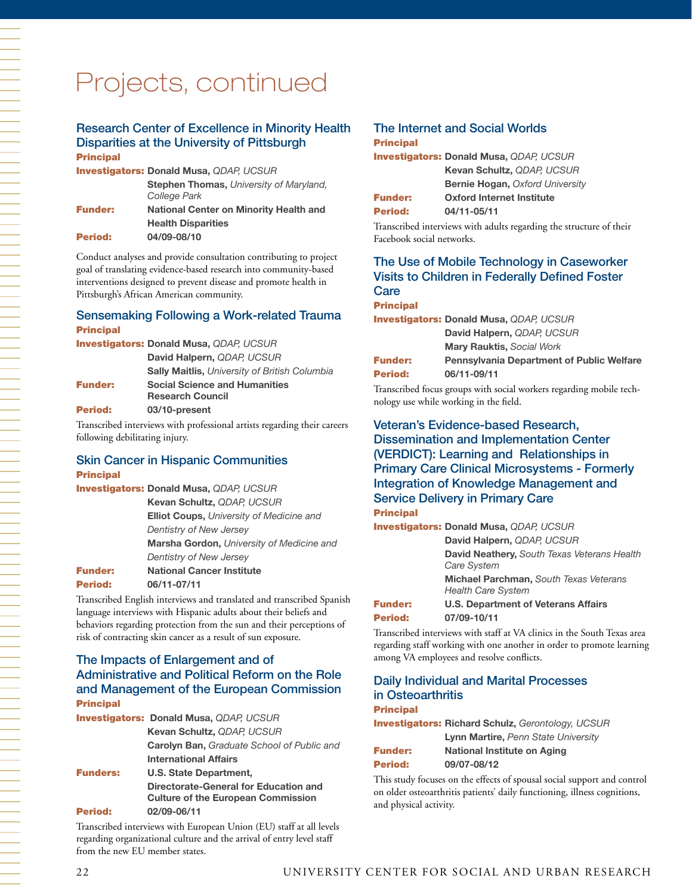# Projects, continued

## Research Center of Excellence in Minority Health Disparities at the University of Pittsburgh

**Principal Investigators:** **Donald Musa,** *QDAP, UCSUR*
**Stephen Thomas,** *University of Maryland, College Park*

**Funder:** **National Center on Minority Health and Health Disparities**

**Period:** **04/09-08/10**

Conduct analyses and provide consultation contributing to project goal of translating evidence-based research into community-based interventions designed to prevent disease and promote health in Pittsburgh's African American community.

## Sensemaking Following a Work-related Trauma

**Principal Investigators:** **Donald Musa,** *QDAP, UCSUR*
**David Halpern,** *QDAP, UCSUR*
**Sally Maitlis,** *University of British Columbia*

**Funder:** **Social Science and Humanities Research Council**

**Period:** **03/10-present**

Transcribed interviews with professional artists regarding their careers following debilitating injury.

## Skin Cancer in Hispanic Communities

**Principal Investigators:** **Donald Musa,** *QDAP, UCSUR*
**Kevan Schultz,** *QDAP, UCSUR*
**Elliot Coups,** *University of Medicine and Dentistry of New Jersey*
**Marsha Gordon,** *University of Medicine and Dentistry of New Jersey*

**Funder:** **National Cancer Institute**

**Period:** **06/11-07/11**

Transcribed English interviews and translated and transcribed Spanish language interviews with Hispanic adults about their beliefs and behaviors regarding protection from the sun and their perceptions of risk of contracting skin cancer as a result of sun exposure.

## The Impacts of Enlargement and of Administrative and Political Reform on the Role and Management of the European Commission

**Principal Investigators:** **Donald Musa,** *QDAP, UCSUR*
**Kevan Schultz,** *QDAP, UCSUR*
**Carolyn Ban,** *Graduate School of Public and International Affairs*

**Funders:** **U.S. State Department, Directorate-General for Education and Culture of the European Commission**

**Period:** **02/09-06/11**

Transcribed interviews with European Union (EU) staff at all levels regarding organizational culture and the arrival of entry level staff from the new EU member states.

## The Internet and Social Worlds

**Principal Investigators:** **Donald Musa,** *QDAP, UCSUR*
**Kevan Schultz,** *QDAP, UCSUR*
**Bernie Hogan,** *Oxford University*

**Funder:** **Oxford Internet Institute**

**Period:** **04/11-05/11**

Transcribed interviews with adults regarding the structure of their Facebook social networks.

## The Use of Mobile Technology in Caseworker Visits to Children in Federally Defined Foster Care

**Principal Investigators:** **Donald Musa,** *QDAP, UCSUR*
**David Halpern,** *QDAP, UCSUR*
**Mary Rauktis,** *Social Work*

**Funder:** **Pennsylvania Department of Public Welfare**

**Period:** **06/11-09/11**

Transcribed focus groups with social workers regarding mobile technology use while working in the field.

## Veteran's Evidence-based Research, Dissemination and Implementation Center (VERDICT): Learning and Relationships in Primary Care Clinical Microsystems - Formerly Integration of Knowledge Management and Service Delivery in Primary Care

**Principal Investigators:** **Donald Musa,** *QDAP, UCSUR*
**David Halpern,** *QDAP, UCSUR*
**David Neathery,** *South Texas Veterans Health Care System*
**Michael Parchman,** *South Texas Veterans Health Care System*

**Funder:** **U.S. Department of Veterans Affairs**

**Period:** **07/09-10/11**

Transcribed interviews with staff at VA clinics in the South Texas area regarding staff working with one another in order to promote learning among VA employees and resolve conflicts.

## Daily Individual and Marital Processes in Osteoarthritis

**Principal Investigators:** **Richard Schulz,** *Gerontology, UCSUR*
**Lynn Martire,** *Penn State University*

**Funder:** **National Institute on Aging**

**Period:** **09/07-08/12**

This study focuses on the effects of spousal social support and control on older osteoarthritis patients' daily functioning, illness cognitions, and physical activity.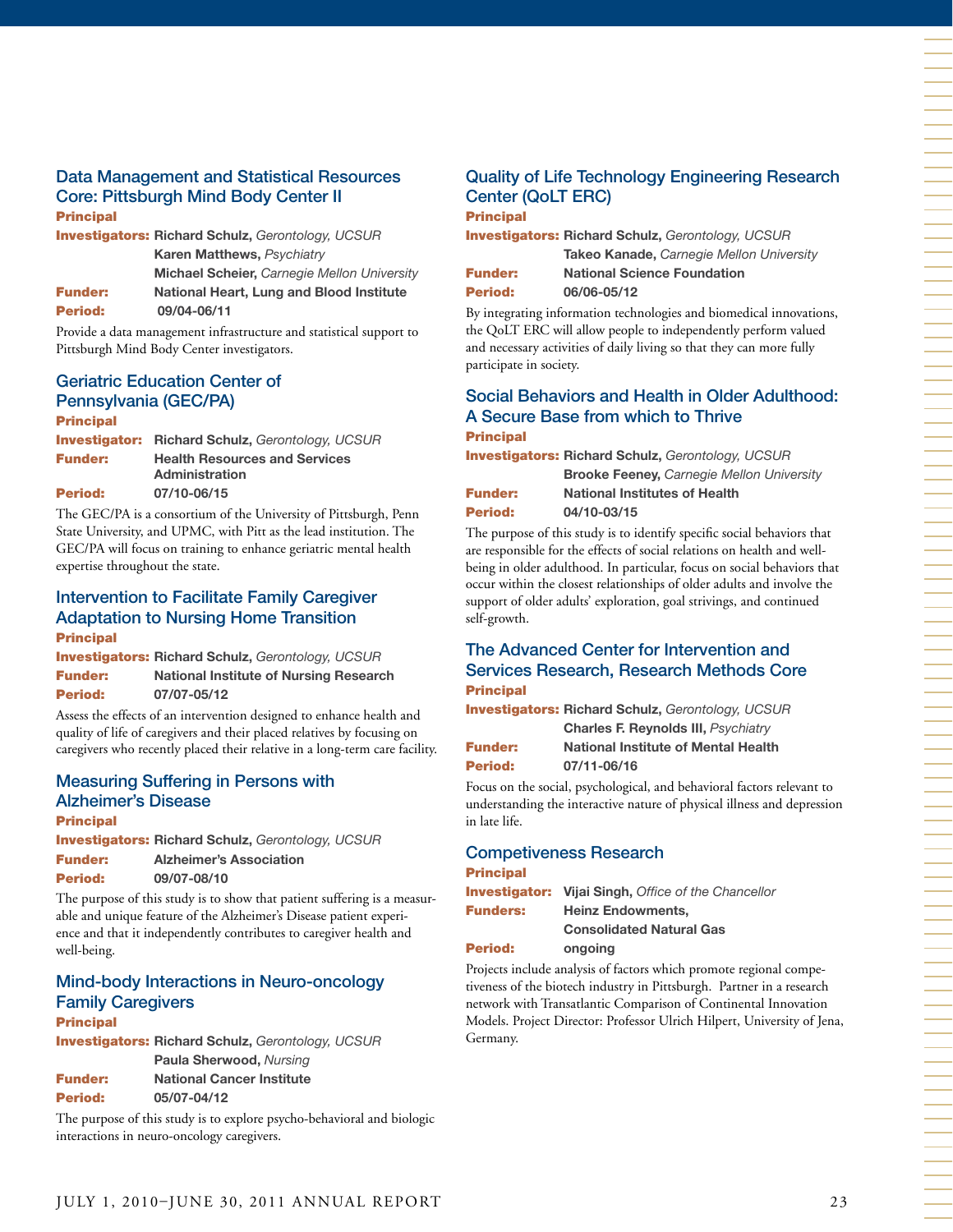### Data Management and Statistical Resources Core: Pittsburgh Mind Body Center II

**Principal Investigators:** **Richard Schulz,** *Gerontology, UCSUR*
**Karen Matthews,** *Psychiatry*
**Michael Scheier,** *Carnegie Mellon University*
**Funder:** **National Heart, Lung and Blood Institute**
**Period:** **09/04-06/11**

Provide a data management infrastructure and statistical support to Pittsburgh Mind Body Center investigators.

### Geriatric Education Center of Pennsylvania (GEC/PA)

**Principal Investigator:** **Richard Schulz,** *Gerontology, UCSUR*
**Funder:** **Health Resources and Services Administration**
**Period:** **07/10-06/15**

The GEC/PA is a consortium of the University of Pittsburgh, Penn State University, and UPMC, with Pitt as the lead institution. The GEC/PA will focus on training to enhance geriatric mental health expertise throughout the state.

### Intervention to Facilitate Family Caregiver Adaptation to Nursing Home Transition

**Principal Investigators:** **Richard Schulz,** *Gerontology, UCSUR*
**Funder:** **National Institute of Nursing Research**
**Period:** **07/07-05/12**

Assess the effects of an intervention designed to enhance health and quality of life of caregivers and their placed relatives by focusing on caregivers who recently placed their relative in a long-term care facility.

### Measuring Suffering in Persons with Alzheimer's Disease

**Principal Investigators:** **Richard Schulz,** *Gerontology, UCSUR*
**Funder:** **Alzheimer's Association**
**Period:** **09/07-08/10**

The purpose of this study is to show that patient suffering is a measurable and unique feature of the Alzheimer's Disease patient experience and that it independently contributes to caregiver health and well-being.

### Mind-body Interactions in Neuro-oncology Family Caregivers

**Principal Investigators:** **Richard Schulz,** *Gerontology, UCSUR*
**Paula Sherwood,** *Nursing*
**Funder:** **National Cancer Institute**
**Period:** **05/07-04/12**

The purpose of this study is to explore psycho-behavioral and biologic interactions in neuro-oncology caregivers.

### Quality of Life Technology Engineering Research Center (QoLT ERC)

**Principal Investigators:** **Richard Schulz,** *Gerontology, UCSUR*
**Takeo Kanade,** *Carnegie Mellon University*
**Funder:** **National Science Foundation**
**Period:** **06/06-05/12**

By integrating information technologies and biomedical innovations, the QoLT ERC will allow people to independently perform valued and necessary activities of daily living so that they can more fully participate in society.

### Social Behaviors and Health in Older Adulthood: A Secure Base from which to Thrive

**Principal Investigators:** **Richard Schulz,** *Gerontology, UCSUR*
**Brooke Feeney,** *Carnegie Mellon University*
**Funder:** **National Institutes of Health**
**Period:** **04/10-03/15**

The purpose of this study is to identify specific social behaviors that are responsible for the effects of social relations on health and well-being in older adulthood. In particular, focus on social behaviors that occur within the closest relationships of older adults and involve the support of older adults' exploration, goal strivings, and continued self-growth.

### The Advanced Center for Intervention and Services Research, Research Methods Core

**Principal Investigators:** **Richard Schulz,** *Gerontology, UCSUR*
**Charles F. Reynolds III,** *Psychiatry*
**Funder:** **National Institute of Mental Health**
**Period:** **07/11-06/16**

Focus on the social, psychological, and behavioral factors relevant to understanding the interactive nature of physical illness and depression in late life.

### Competiveness Research

**Principal Investigator:** **Vijai Singh,** *Office of the Chancellor*
**Funders:** **Heinz Endowments, Consolidated Natural Gas**
**Period:** **ongoing**

Projects include analysis of factors which promote regional competiveness of the biotech industry in Pittsburgh. Partner in a research network with Transatlantic Comparison of Continental Innovation Models. Project Director: Professor Ulrich Hilpert, University of Jena, Germany.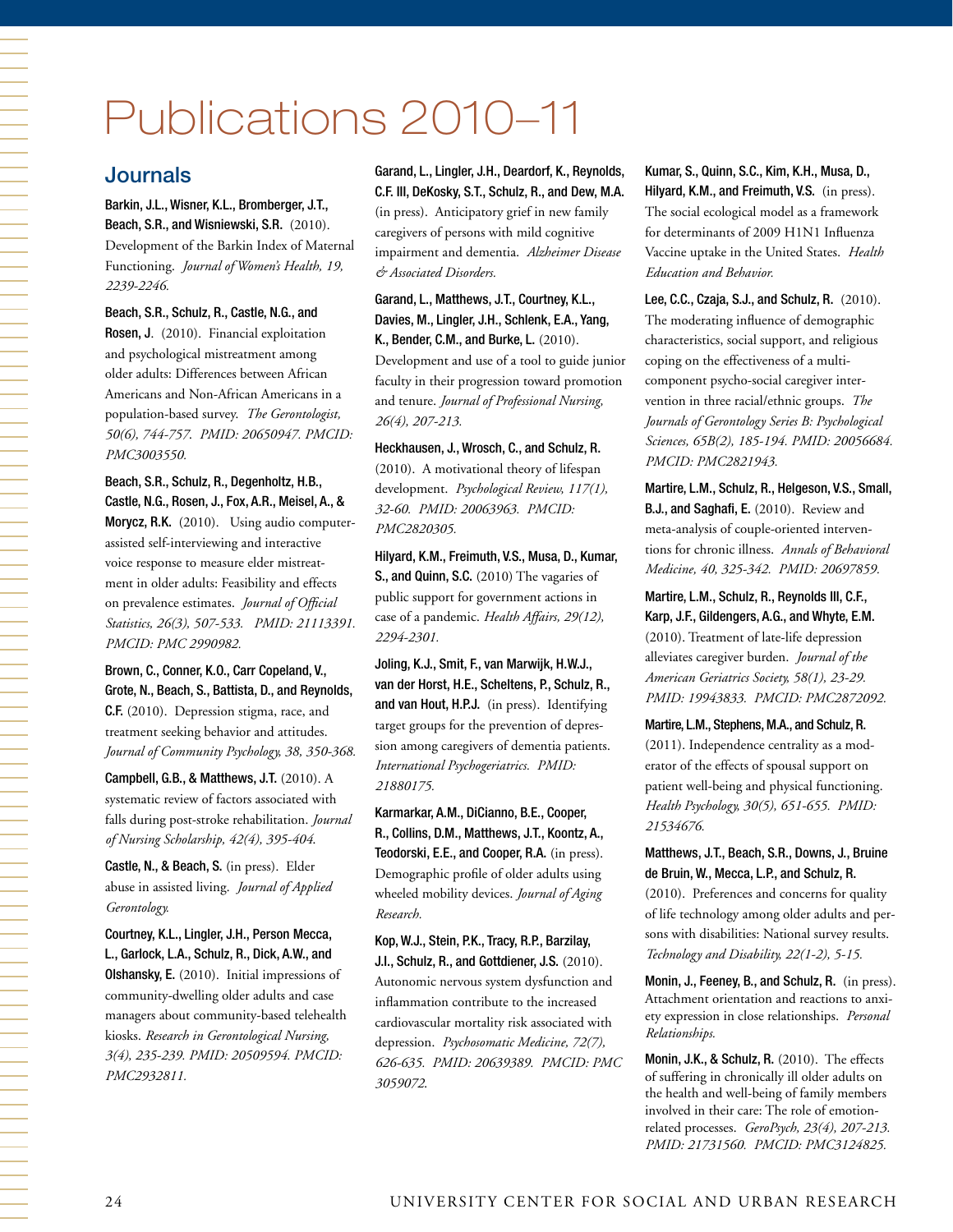# Publications 2010–11

## Journals

**Barkin, J.L., Wisner, K.L., Bromberger, J.T., Beach, S.R., and Wisniewski, S.R.** (2010). Development of the Barkin Index of Maternal Functioning. *Journal of Women's Health, 19, 2239-2246.*

**Beach, S.R., Schulz, R., Castle, N.G., and Rosen, J**. (2010). Financial exploitation and psychological mistreatment among older adults: Differences between African Americans and Non-African Americans in a population-based survey. *The Gerontologist, 50(6), 744-757. PMID: 20650947. PMCID: PMC3003550.*

**Beach, S.R., Schulz, R., Degenholtz, H.B., Castle, N.G., Rosen, J., Fox, A.R., Meisel, A., & Morycz, R.K.** (2010). Using audio computer-assisted self-interviewing and interactive voice response to measure elder mistreatment in older adults: Feasibility and effects on prevalence estimates. *Journal of Official Statistics, 26(3), 507-533. PMID: 21113391. PMCID: PMC 2990982.*

**Brown, C., Conner, K.O., Carr Copeland, V., Grote, N., Beach, S., Battista, D., and Reynolds, C.F.** (2010). Depression stigma, race, and treatment seeking behavior and attitudes. *Journal of Community Psychology, 38, 350-368.*

**Campbell, G.B., & Matthews, J.T.** (2010). A systematic review of factors associated with falls during post-stroke rehabilitation. *Journal of Nursing Scholarship, 42(4), 395-404.*

**Castle, N., & Beach, S.** (in press). Elder abuse in assisted living. *Journal of Applied Gerontology.*

**Courtney, K.L., Lingler, J.H., Person Mecca, L., Garlock, L.A., Schulz, R., Dick, A.W., and Olshansky, E.** (2010). Initial impressions of community-dwelling older adults and case managers about community-based telehealth kiosks. *Research in Gerontological Nursing, 3(4), 235-239. PMID: 20509594. PMCID: PMC2932811.*

**Garand, L., Lingler, J.H., Deardorf, K., Reynolds, C.F. III, DeKosky, S.T., Schulz, R., and Dew, M.A.** (in press). Anticipatory grief in new family caregivers of persons with mild cognitive impairment and dementia. *Alzheimer Disease & Associated Disorders.*

**Garand, L., Matthews, J.T., Courtney, K.L., Davies, M., Lingler, J.H., Schlenk, E.A., Yang, K., Bender, C.M., and Burke, L.** (2010). Development and use of a tool to guide junior faculty in their progression toward promotion and tenure. *Journal of Professional Nursing, 26(4), 207-213.*

**Heckhausen, J., Wrosch, C., and Schulz, R.** (2010). A motivational theory of lifespan development. *Psychological Review, 117(1), 32-60. PMID: 20063963. PMCID: PMC2820305.*

**Hilyard, K.M., Freimuth, V.S., Musa, D., Kumar, S., and Quinn, S.C.** (2010) The vagaries of public support for government actions in case of a pandemic. *Health Affairs, 29(12), 2294-2301.*

**Joling, K.J., Smit, F., van Marwijk, H.W.J., van der Horst, H.E., Scheltens, P., Schulz, R., and van Hout, H.P.J.** (in press). Identifying target groups for the prevention of depression among caregivers of dementia patients. *International Psychogeriatrics. PMID: 21880175.*

**Karmarkar, A.M., DiCianno, B.E., Cooper, R., Collins, D.M., Matthews, J.T., Koontz, A., Teodorski, E.E., and Cooper, R.A.** (in press). Demographic profile of older adults using wheeled mobility devices. *Journal of Aging Research.*

**Kop, W.J., Stein, P.K., Tracy, R.P., Barzilay, J.I., Schulz, R., and Gottdiener, J.S.** (2010). Autonomic nervous system dysfunction and inflammation contribute to the increased cardiovascular mortality risk associated with depression. *Psychosomatic Medicine, 72(7), 626-635. PMID: 20639389. PMCID: PMC 3059072.*

**Kumar, S., Quinn, S.C., Kim, K.H., Musa, D., Hilyard, K.M., and Freimuth, V.S.** (in press). The social ecological model as a framework for determinants of 2009 H1N1 Influenza Vaccine uptake in the United States. *Health Education and Behavior.*

**Lee, C.C., Czaja, S.J., and Schulz, R.** (2010). The moderating influence of demographic characteristics, social support, and religious coping on the effectiveness of a multi-component psycho-social caregiver intervention in three racial/ethnic groups. *The Journals of Gerontology Series B: Psychological Sciences, 65B(2), 185-194. PMID: 20056684. PMCID: PMC2821943.*

**Martire, L.M., Schulz, R., Helgeson, V.S., Small, B.J., and Saghafi, E.** (2010). Review and meta-analysis of couple-oriented interventions for chronic illness. *Annals of Behavioral Medicine, 40, 325-342. PMID: 20697859.*

**Martire, L.M., Schulz, R., Reynolds III, C.F., Karp, J.F., Gildengers, A.G., and Whyte, E.M.** (2010). Treatment of late-life depression alleviates caregiver burden. *Journal of the American Geriatrics Society, 58(1), 23-29. PMID: 19943833. PMCID: PMC2872092.*

**Martire, L.M., Stephens, M.A., and Schulz, R.** (2011). Independence centrality as a moderator of the effects of spousal support on patient well-being and physical functioning. *Health Psychology, 30(5), 651-655. PMID: 21534676.*

**Matthews, J.T., Beach, S.R., Downs, J., Bruine de Bruin, W., Mecca, L.P., and Schulz, R.** (2010). Preferences and concerns for quality of life technology among older adults and persons with disabilities: National survey results. *Technology and Disability, 22(1-2), 5-15.*

**Monin, J., Feeney, B., and Schulz, R.** (in press). Attachment orientation and reactions to anxiety expression in close relationships. *Personal Relationships.*

**Monin, J.K., & Schulz, R.** (2010). The effects of suffering in chronically ill older adults on the health and well-being of family members involved in their care: The role of emotion-related processes. *GeroPsych, 23(4), 207-213. PMID: 21731560. PMCID: PMC3124825.*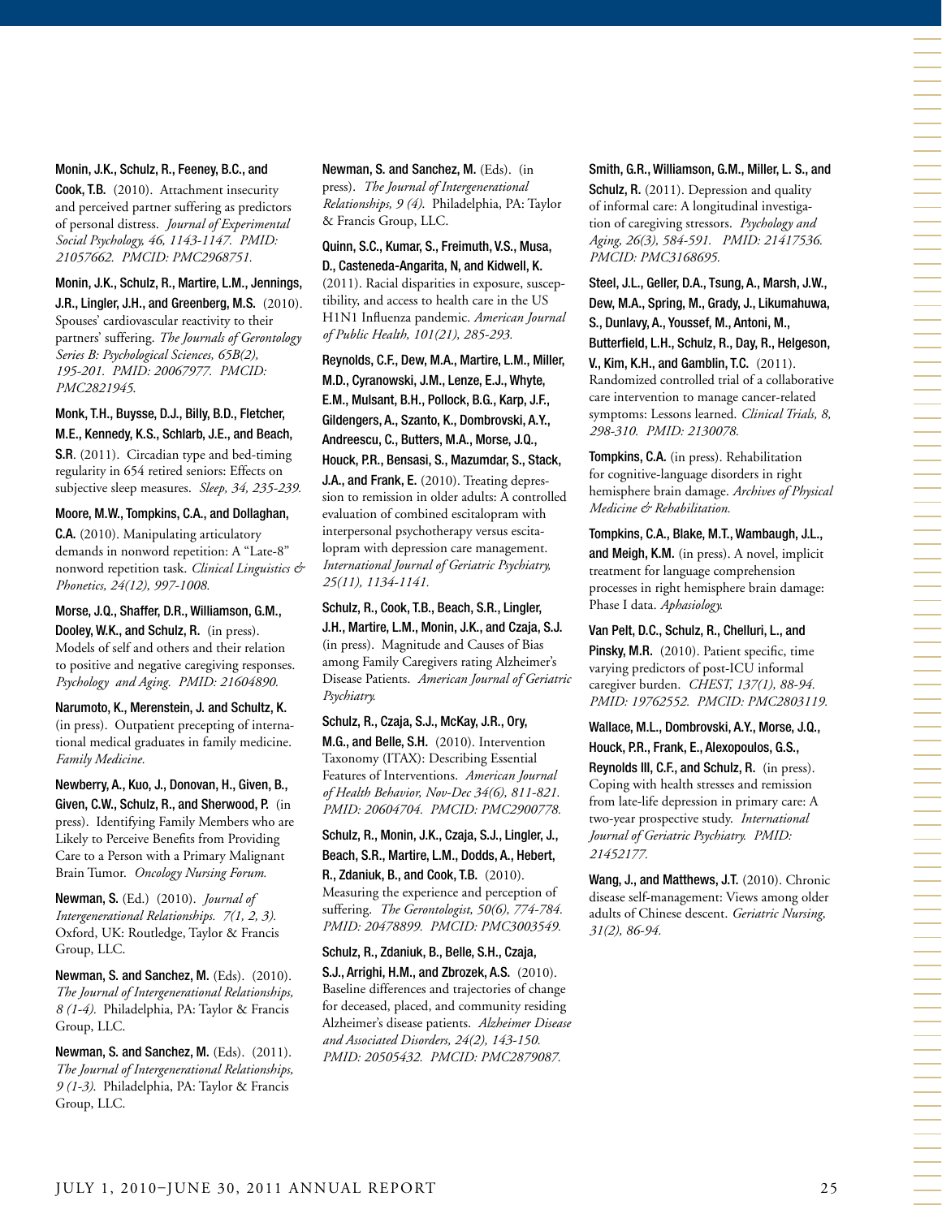**Monin, J.K., Schulz, R., Feeney, B.C., and Cook, T.B.** (2010). Attachment insecurity and perceived partner suffering as predictors of personal distress. *Journal of Experimental Social Psychology, 46, 1143-1147. PMID: 21057662. PMCID: PMC2968751.*

**Monin, J.K., Schulz, R., Martire, L.M., Jennings, J.R., Lingler, J.H., and Greenberg, M.S.** (2010). Spouses' cardiovascular reactivity to their partners' suffering. *The Journals of Gerontology Series B: Psychological Sciences, 65B(2), 195-201. PMID: 20067977. PMCID: PMC2821945.*

**Monk, T.H., Buysse, D.J., Billy, B.D., Fletcher, M.E., Kennedy, K.S., Schlarb, J.E., and Beach, S.R**. (2011). Circadian type and bed-timing regularity in 654 retired seniors: Effects on subjective sleep measures. *Sleep, 34, 235-239.*

**Moore, M.W., Tompkins, C.A., and Dollaghan, C.A.** (2010). Manipulating articulatory demands in nonword repetition: A "Late-8" nonword repetition task. *Clinical Linguistics & Phonetics, 24(12), 997-1008.*

**Morse, J.Q., Shaffer, D.R., Williamson, G.M., Dooley, W.K., and Schulz, R.** (in press). Models of self and others and their relation to positive and negative caregiving responses. *Psychology and Aging. PMID: 21604890.*

**Narumoto, K., Merenstein, J. and Schultz, K.** (in press). Outpatient precepting of international medical graduates in family medicine. *Family Medicine.*

**Newberry, A., Kuo, J., Donovan, H., Given, B., Given, C.W., Schulz, R., and Sherwood, P.** (in press). Identifying Family Members who are Likely to Perceive Benefits from Providing Care to a Person with a Primary Malignant Brain Tumor. *Oncology Nursing Forum.*

**Newman, S.** (Ed.) (2010). *Journal of Intergenerational Relationships. 7(1, 2, 3).* Oxford, UK: Routledge, Taylor & Francis Group, LLC.

**Newman, S. and Sanchez, M.** (Eds). (2010). *The Journal of Intergenerational Relationships, 8 (1-4).* Philadelphia, PA: Taylor & Francis Group, LLC.

**Newman, S. and Sanchez, M.** (Eds). (2011). *The Journal of Intergenerational Relationships, 9 (1-3).* Philadelphia, PA: Taylor & Francis Group, LLC.

**Newman, S. and Sanchez, M.** (Eds). (in press). *The Journal of Intergenerational Relationships, 9 (4).* Philadelphia, PA: Taylor & Francis Group, LLC.

**Quinn, S.C., Kumar, S., Freimuth, V.S., Musa, D., Casteneda-Angarita, N, and Kidwell, K.** (2011). Racial disparities in exposure, susceptibility, and access to health care in the US H1N1 Influenza pandemic. *American Journal of Public Health, 101(21), 285-293.*

**Reynolds, C.F., Dew, M.A., Martire, L.M., Miller, M.D., Cyranowski, J.M., Lenze, E.J., Whyte, E.M., Mulsant, B.H., Pollock, B.G., Karp, J.F., Gildengers, A., Szanto, K., Dombrovski, A.Y., Andreescu, C., Butters, M.A., Morse, J.Q., Houck, P.R., Bensasi, S., Mazumdar, S., Stack, J.A., and Frank, E.** (2010). Treating depression to remission in older adults: A controlled evaluation of combined escitalopram with interpersonal psychotherapy versus escitalopram with depression care management. *International Journal of Geriatric Psychiatry, 25(11), 1134-1141.*

**Schulz, R., Cook, T.B., Beach, S.R., Lingler, J.H., Martire, L.M., Monin, J.K., and Czaja, S.J.** (in press). Magnitude and Causes of Bias among Family Caregivers rating Alzheimer's Disease Patients. *American Journal of Geriatric Psychiatry.*

**Schulz, R., Czaja, S.J., McKay, J.R., Ory, M.G., and Belle, S.H.** (2010). Intervention Taxonomy (ITAX): Describing Essential Features of Interventions. *American Journal of Health Behavior, Nov-Dec 34(6), 811-821. PMID: 20604704. PMCID: PMC2900778.*

**Schulz, R., Monin, J.K., Czaja, S.J., Lingler, J., Beach, S.R., Martire, L.M., Dodds, A., Hebert, R., Zdaniuk, B., and Cook, T.B.** (2010). Measuring the experience and perception of suffering. *The Gerontologist, 50(6), 774-784. PMID: 20478899. PMCID: PMC3003549.*

**Schulz, R., Zdaniuk, B., Belle, S.H., Czaja, S.J., Arrighi, H.M., and Zbrozek, A.S.** (2010). Baseline differences and trajectories of change for deceased, placed, and community residing Alzheimer's disease patients. *Alzheimer Disease and Associated Disorders, 24(2), 143-150. PMID: 20505432. PMCID: PMC2879087.*

**Smith, G.R., Williamson, G.M., Miller, L. S., and Schulz, R.** (2011). Depression and quality of informal care: A longitudinal investigation of caregiving stressors. *Psychology and Aging, 26(3), 584-591. PMID: 21417536. PMCID: PMC3168695.*

**Steel, J.L., Geller, D.A., Tsung, A., Marsh, J.W., Dew, M.A., Spring, M., Grady, J., Likumahuwa, S., Dunlavy, A., Youssef, M., Antoni, M., Butterfield, L.H., Schulz, R., Day, R., Helgeson, V., Kim, K.H., and Gamblin, T.C.** (2011). Randomized controlled trial of a collaborative care intervention to manage cancer-related symptoms: Lessons learned. *Clinical Trials, 8, 298-310. PMID: 2130078.*

**Tompkins, C.A.** (in press). Rehabilitation for cognitive-language disorders in right hemisphere brain damage. *Archives of Physical Medicine & Rehabilitation.*

**Tompkins, C.A., Blake, M.T., Wambaugh, J.L., and Meigh, K.M.** (in press). A novel, implicit treatment for language comprehension processes in right hemisphere brain damage: Phase I data. *Aphasiology.*

**Van Pelt, D.C., Schulz, R., Chelluri, L., and Pinsky, M.R.** (2010). Patient specific, time varying predictors of post-ICU informal caregiver burden. *CHEST, 137(1), 88-94. PMID: 19762552. PMCID: PMC2803119.*

**Wallace, M.L., Dombrovski, A.Y., Morse, J.Q., Houck, P.R., Frank, E., Alexopoulos, G.S., Reynolds III, C.F., and Schulz, R.** (in press). Coping with health stresses and remission from late-life depression in primary care: A two-year prospective study. *International Journal of Geriatric Psychiatry. PMID: 21452177.*

**Wang, J., and Matthews, J.T.** (2010). Chronic disease self-management: Views among older adults of Chinese descent. *Geriatric Nursing, 31(2), 86-94.*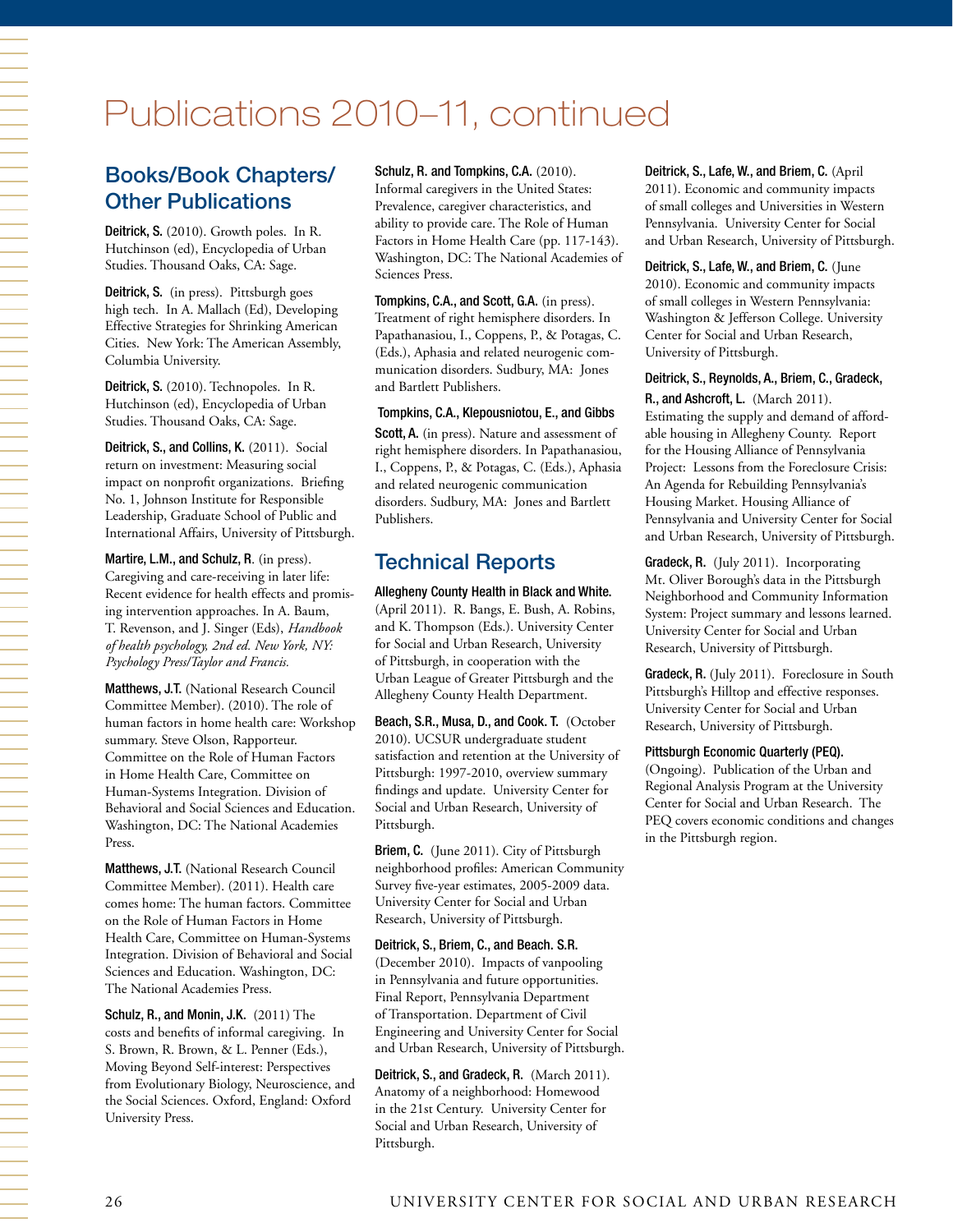# Publications 2010–11, continued

## Books/Book Chapters/ Other Publications

**Deitrick, S.** (2010). Growth poles. In R. Hutchinson (ed), Encyclopedia of Urban Studies. Thousand Oaks, CA: Sage.

**Deitrick, S.** (in press). Pittsburgh goes high tech. In A. Mallach (Ed), Developing Effective Strategies for Shrinking American Cities. New York: The American Assembly, Columbia University.

**Deitrick, S.** (2010). Technopoles. In R. Hutchinson (ed), Encyclopedia of Urban Studies. Thousand Oaks, CA: Sage.

**Deitrick, S., and Collins, K.** (2011). Social return on investment: Measuring social impact on nonprofit organizations. Briefing No. 1, Johnson Institute for Responsible Leadership, Graduate School of Public and International Affairs, University of Pittsburgh.

**Martire, L.M., and Schulz, R.** (in press). Caregiving and care-receiving in later life: Recent evidence for health effects and promising intervention approaches. In A. Baum, T. Revenson, and J. Singer (Eds), *Handbook of health psychology, 2nd ed. New York, NY: Psychology Press/Taylor and Francis.*

**Matthews, J.T.** (National Research Council Committee Member). (2010). The role of human factors in home health care: Workshop summary. Steve Olson, Rapporteur. Committee on the Role of Human Factors in Home Health Care, Committee on Human-Systems Integration. Division of Behavioral and Social Sciences and Education. Washington, DC: The National Academies Press.

**Matthews, J.T.** (National Research Council Committee Member). (2011). Health care comes home: The human factors. Committee on the Role of Human Factors in Home Health Care, Committee on Human-Systems Integration. Division of Behavioral and Social Sciences and Education. Washington, DC: The National Academies Press.

**Schulz, R., and Monin, J.K.** (2011) The costs and benefits of informal caregiving. In S. Brown, R. Brown, & L. Penner (Eds.), Moving Beyond Self-interest: Perspectives from Evolutionary Biology, Neuroscience, and the Social Sciences. Oxford, England: Oxford University Press.

**Schulz, R. and Tompkins, C.A.** (2010). Informal caregivers in the United States: Prevalence, caregiver characteristics, and ability to provide care. The Role of Human Factors in Home Health Care (pp. 117-143). Washington, DC: The National Academies of Sciences Press.

**Tompkins, C.A., and Scott, G.A.** (in press). Treatment of right hemisphere disorders. In Papathanasiou, I., Coppens, P., & Potagas, C. (Eds.), Aphasia and related neurogenic communication disorders. Sudbury, MA: Jones and Bartlett Publishers.

**Tompkins, C.A., Klepousniotou, E., and Gibbs Scott, A.** (in press). Nature and assessment of right hemisphere disorders. In Papathanasiou, I., Coppens, P., & Potagas, C. (Eds.), Aphasia and related neurogenic communication disorders. Sudbury, MA: Jones and Bartlett Publishers.

## Technical Reports

**Allegheny County Health in Black and White.** (April 2011). R. Bangs, E. Bush, A. Robins, and K. Thompson (Eds.). University Center for Social and Urban Research, University of Pittsburgh, in cooperation with the Urban League of Greater Pittsburgh and the Allegheny County Health Department.

**Beach, S.R., Musa, D., and Cook. T.** (October 2010). UCSUR undergraduate student satisfaction and retention at the University of Pittsburgh: 1997-2010, overview summary findings and update. University Center for Social and Urban Research, University of Pittsburgh.

**Briem, C.** (June 2011). City of Pittsburgh neighborhood profiles: American Community Survey five-year estimates, 2005-2009 data. University Center for Social and Urban Research, University of Pittsburgh.

**Deitrick, S., Briem, C., and Beach. S.R.** (December 2010). Impacts of vanpooling in Pennsylvania and future opportunities. Final Report, Pennsylvania Department of Transportation. Department of Civil Engineering and University Center for Social and Urban Research, University of Pittsburgh.

**Deitrick, S., and Gradeck, R.** (March 2011). Anatomy of a neighborhood: Homewood in the 21st Century. University Center for Social and Urban Research, University of Pittsburgh.

**Deitrick, S., Lafe, W., and Briem, C.** (April 2011). Economic and community impacts of small colleges and Universities in Western Pennsylvania. University Center for Social and Urban Research, University of Pittsburgh.

**Deitrick, S., Lafe, W., and Briem, C.** (June 2010). Economic and community impacts of small colleges in Western Pennsylvania: Washington & Jefferson College. University Center for Social and Urban Research, University of Pittsburgh.

**Deitrick, S., Reynolds, A., Briem, C., Gradeck, R., and Ashcroft, L.** (March 2011). Estimating the supply and demand of affordable housing in Allegheny County. Report for the Housing Alliance of Pennsylvania Project: Lessons from the Foreclosure Crisis: An Agenda for Rebuilding Pennsylvania's Housing Market. Housing Alliance of Pennsylvania and University Center for Social and Urban Research, University of Pittsburgh.

**Gradeck, R.** (July 2011). Incorporating Mt. Oliver Borough's data in the Pittsburgh Neighborhood and Community Information System: Project summary and lessons learned. University Center for Social and Urban Research, University of Pittsburgh.

**Gradeck, R.** (July 2011). Foreclosure in South Pittsburgh's Hilltop and effective responses. University Center for Social and Urban Research, University of Pittsburgh.

**Pittsburgh Economic Quarterly (PEQ).** (Ongoing). Publication of the Urban and Regional Analysis Program at the University Center for Social and Urban Research. The PEQ covers economic conditions and changes in the Pittsburgh region.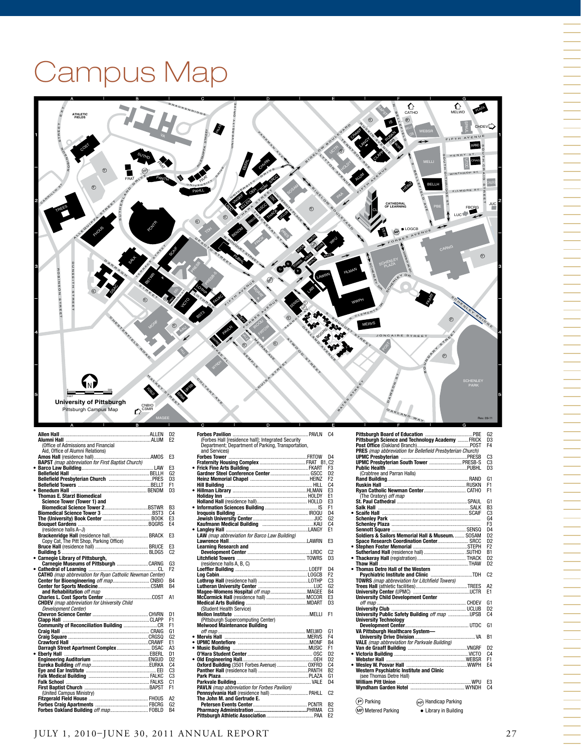# Campus Map

**University of Pittsburgh**
Pittsburgh Campus Map

Rev. 09-11

| Building | Code | Grid |
|---|---|---|
| **Allen Hall** | ALLEN | D2 |
| **Alumni Hall** (Office of Admissions and Financial Aid, Office of Alumni Relations) | ALUM | E2 |
| **Amos Hall** (residence hall) | AMOS | E3 |
| **BAPST** *(map abbreviation for First Baptist Church)* | | |
| • **Barco Law Building** | LAW | E3 |
| **Bellefield Hall** | BELLH | G2 |
| **Bellefield Presbyterian Church** | PRES | D3 |
| **Bellefield Towers** | BELLT | F1 |
| • **Benedum Hall** | BENDM | D3 |
| **Thomas E. Starzl Biomedical Science Tower (Tower 1) and Biomedical Science Tower 2** | BSTWR | B3 |
| **Biomedical Science Tower 3** | BST3 | C4 |
| **The (University) Book Center** | BOOK | E3 |
| **Bouquet Gardens** (residence halls A–J) | BQGRS | E4 |
| **Brackenridge Hall** (residence hall, Copy Cat, The Pitt Shop, Parking Office) | BRACK | E3 |
| **Bruce Hall** (residence hall) | BRUCE | E3 |
| **Building 5** | BLDG5 | C2 |
| • **Carnegie Library of Pittsburgh, Carnegie Museums of Pittsburgh** | CARNG | G3 |
| • **Cathedral of Learning** | CL | F2 |
| **CATHO** *(map abbreviation for Ryan Catholic Newman Center)* | | |
| **Center for Bioengineering** *off map* | CNBIO | B4 |
| **Center for Sports Medicine and Rehabilitation** *off map* | CSMR | B4 |
| **Charles L. Cost Sports Center** | COST | A1 |
| **CHDEV** *(map abbreviation for University Child Development Center)* | | |
| **Chevron Science Center** | CHVRN | D1 |
| **Clapp Hall** | CLAPP | F1 |
| **Community of Reconciliation Building** | CR | F1 |
| **Craig Hall** | CRAIG | G1 |
| **Craig Square** | CRGSQ | G2 |
| **Crawford Hall** | CRAWF | E1 |
| **Darragh Street Apartment Complex** | DSAC | A3 |
| • **Eberly Hall** | EBERL | D1 |
| **Engineering Auditorium** | ENGUD | D2 |
| **Eureka Building** *off map* | EURKA | C4 |
| **Eye and Ear Institute** | EEI | C3 |
| **Falk Medical Building** | FALKC | C3 |
| **Falk School** | FALKS | C1 |
| **First Baptist Church** (United Campus Ministry) | BAPST | F1 |
| **Fitzgerald Field House** | FHOUS | A2 |
| **Forbes Craig Apartments** | FBCRG | G2 |
| **Forbes Oakland Building** *off map* | FOBLD | B4 |
| **Forbes Pavilion** (Forbes Hall [residence hall]; Integrated Security Department; Department of Parking, Transportation, and Services) | PAVLN | C4 |
| **Forbes Tower** | FRTOW | D4 |
| **Fraternity Housing Complex** | FRAT | B1, C2 |
| • **Frick Fine Arts Building** | FKART | F3 |
| **Gardner Steel Conference Center** | GSCC | D2 |
| **Heinz Memorial Chapel** | HEINZ | F2 |
| **Hill Building** | HILL | C4 |
| • **Hillman Library** | HLMAN | E3 |
| **Holiday Inn** | HOLDY | E1 |
| **Holland Hall** (residence hall) | HOLLD | E3 |
| • **Information Sciences Building** | IS | F1 |
| **Iroquois Building** | IROQU | D4 |
| **Jewish University Center** | JUC | G2 |
| **Kaufmann Medical Building** | KAU | C4 |
| • **Langley Hall** | LANGY | E1 |
| **LAW** *(map abbreviation for Barco Law Building)* | | |
| **Lawrence Hall** | LAWRN | E3 |
| **Learning Research and Development Center** | LRDC | C2 |
| **Litchfield Towers** (residence halls A, B, C) | TOWRS | D3 |
| **Loeffler Building** | LOEFF | D4 |
| **Log Cabin** | LOGCB | F2 |
| **Lothrop Hall** (residence hall) | LOTHP | C3 |
| **Lutheran University Center** | LUC | G2 |
| **Magee-Womens Hospital** *off map* | MAGEE | B4 |
| **McCormick Hall** (residence hall) | MCCOR | E3 |
| **Medical Arts Building** (Student Health Service) | MDART | D3 |
| **Mellon Institute** (Pittsburgh Supercomputing Center) | MELLI | F1 |
| **Melwood Maintenance Building** *off map* | MELWD | G1 |
| • **Mervis Hall** | MERVS | F4 |
| • **UPMC Montefiore** | MONF | B4 |
| • **Music Building** | MUSIC | F1 |
| **O'Hara Student Center** | OSC | D2 |
| • **Old Engineering Hall** | OEH | D2 |
| **Oxford Building** (3501 Forbes Avenue) | OXFRD | C4 |
| **Panther Hall** (residence hall) | PANTH | B2 |
| **Park Plaza** | PLAZA | G1 |
| **Parkvale Building** | VALE | D4 |
| **PAVLN** *(map abbreviation for Forbes Pavilion)* | | |
| **Pennsylvania Hall** (residence hall) | PAHLL | C2 |
| **The John M. and Gertrude E. Petersen Events Center** | PCNTR | B2 |
| **Pharmacy Administration** | PHRMA | C3 |
| **Pittsburgh Athletic Association** | PAA | E2 |
| **Pittsburgh Board of Education** | PBE | G2 |
| **Pittsburgh Science and Technology Academy** | FRICK | D3 |
| **Post Office** (Oakland Branch) | POST | F4 |
| **PRES** *(map abbreviation for Bellefield Presbyterian Church)* | | |
| **UPMC Presbyterian** | PRESB | C3 |
| **UPMC Presbyterian South Tower** | PRESB-S | C3 |
| **Public Health** (Crabtree and Parran Halls) | PUBHL | D3 |
| **Rand Building** | RAND | G1 |
| **Ruskin Hall** | RUSKN | F1 |
| **Ryan Catholic Newman Center** (The Oratory) *off map* | CATHO | F1 |
| **St. Paul Cathedral** | SPAUL | G1 |
| **Salk Hall** | SALK | B3 |
| • **Scaife Hall** | SCAIF | C3 |
| **Schenley Park** | | G4 |
| **Schenley Plaza** | | F3 |
| **Sennott Square** | SENSQ | D4 |
| **Soldiers & Sailors Memorial Hall & Museum** | SOSAM | D2 |
| **Space Research Coordination Center** | SRCC | D2 |
| • **Stephen Foster Memorial** | STEPH | F2 |
| **Sutherland Hall** (residence hall) | SUTHD | B1 |
| • **Thackeray Hall** (registration) | THACK | D2 |
| **Thaw Hall** | THAW | D2 |
| • **Thomas Detre Hall of the Western Psychiatric Institute and Clinic** | TDH | C2 |
| **TOWRS** *(map abbreviation for Litchfield Towers)* | | |
| **Trees Hall** (athletic facilities) | TREES | A2 |
| **University Center** (UPMC) | UCTR | E1 |
| **University Child Development Center** *off map* | CHDEV | G1 |
| **University Club** | UCLUB | D2 |
| **University Public Safety Building** *off map* | UPSB | C4 |
| **University Technology Development Center** | UTDC | G1 |
| **VA Pittsburgh Healthcare System—University Drive Division** | VA | B1 |
| **VALE** *(map abbreviation for Parkvale Building)* | | |
| **Van de Graaff Building** | VNGRF | D2 |
| • **Victoria Building** | VICTO | C4 |
| **Webster Hall** | WEBSR | F1 |
| • **Wesley W. Posvar Hall** | WWPH | E4 |
| **Western Psychiatric Institute and Clinic** (see Thomas Detre Hall) | | |
| **William Pitt Union** | WPU | E3 |
| **Wyndham Garden Hotel** | WYNDH | C4 |

Ⓟ Parking
ⒽⓅ Handicap Parking
ⓂⓅ Metered Parking
• Library in Building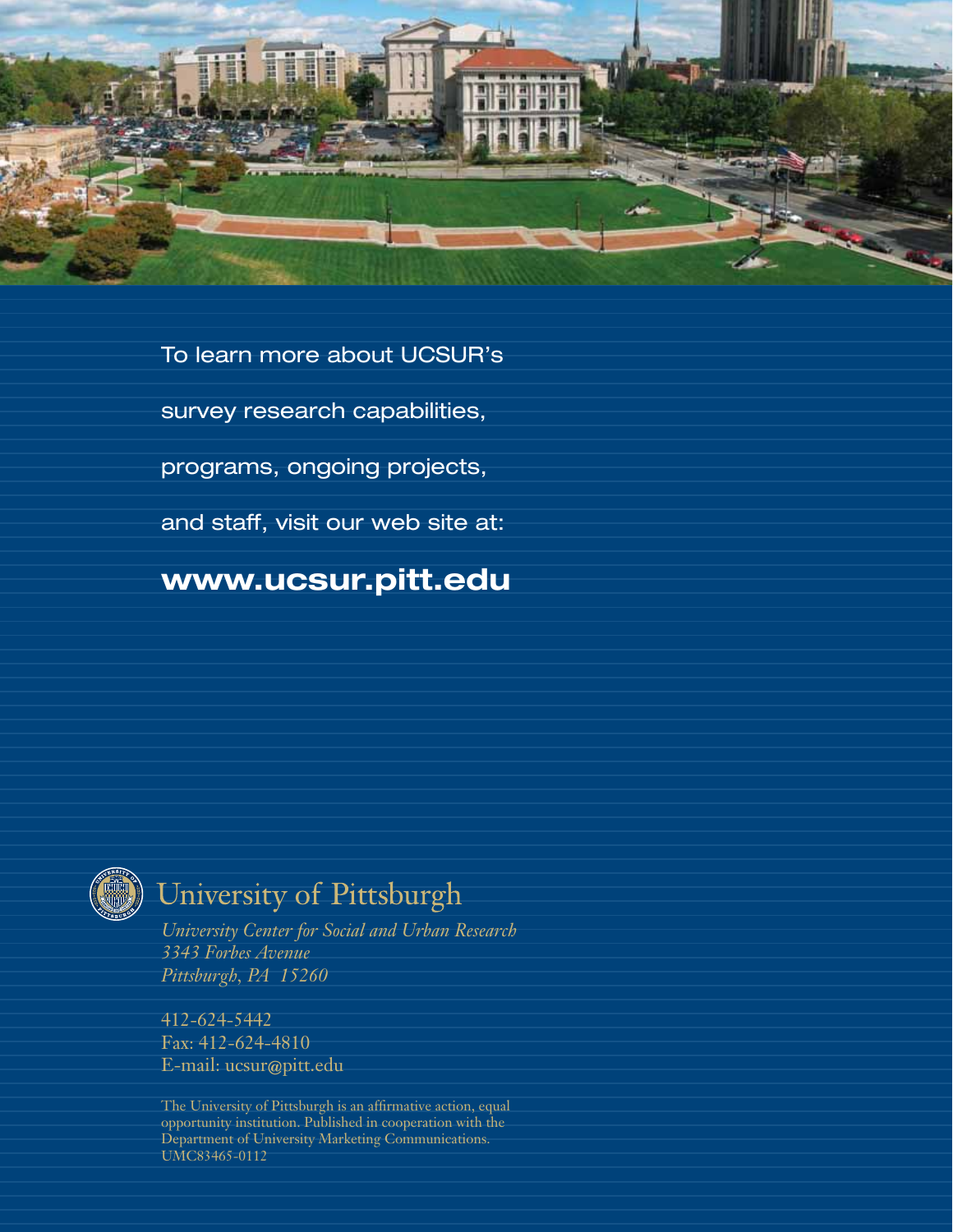To learn more about UCSUR's

survey research capabilities,

programs, ongoing projects,

and staff, visit our web site at:

**www.ucsur.pitt.edu**

University of Pittsburgh

*University Center for Social and Urban Research*
*3343 Forbes Avenue*
*Pittsburgh, PA 15260*

412-624-5442
Fax: 412-624-4810
E-mail: ucsur@pitt.edu

The University of Pittsburgh is an affirmative action, equal opportunity institution. Published in cooperation with the Department of University Marketing Communications. UMC83465-0112